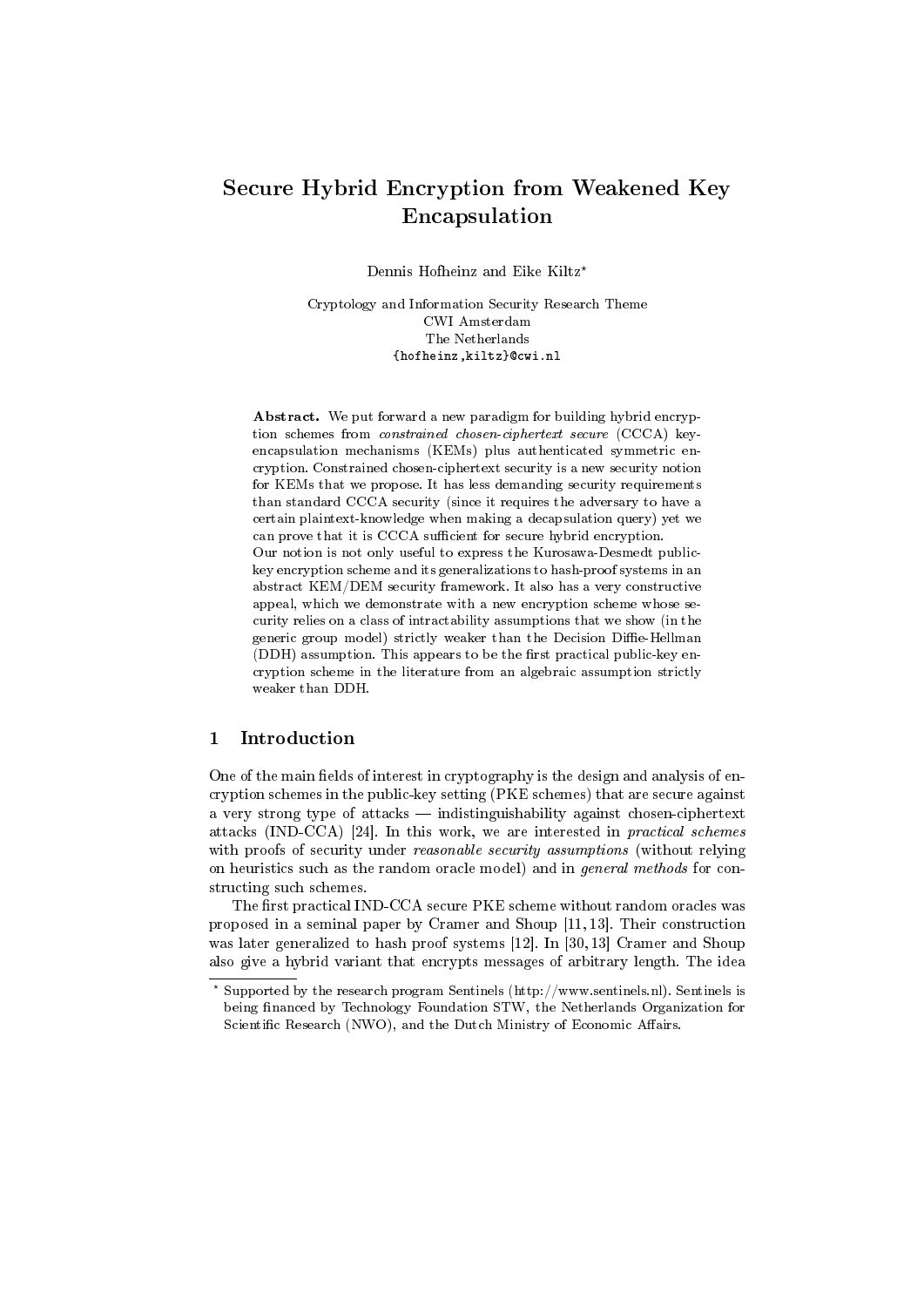# Secure Hybrid Encryption from Weakened Key Encapsulation

Dennis Hofheinz and Eike Kiltz*

Cryptology and Information Security Research Theme
CWI Amsterdam
The Netherlands
{hofheinz,kiltz}@cwi.nl

**Abstract.** We put forward a new paradigm for building hybrid encryption schemes from *constrained chosen-ciphertext secure* (CCCA) key-encapsulation mechanisms (KEMs) plus authenticated symmetric encryption. Constrained chosen-ciphertext security is a new security notion for KEMs that we propose. It has less demanding security requirements than standard CCCA security (since it requires the adversary to have a certain plaintext-knowledge when making a decapsulation query) yet we can prove that it is CCCA sufficient for secure hybrid encryption.

Our notion is not only useful to express the Kurosawa-Desmedt public-key encryption scheme and its generalizations to hash-proof systems in an abstract KEM/DEM security framework. It also has a very constructive appeal, which we demonstrate with a new encryption scheme whose security relies on a class of intractability assumptions that we show (in the generic group model) strictly weaker than the Decision Diffie-Hellman (DDH) assumption. This appears to be the first practical public-key encryption scheme in the literature from an algebraic assumption strictly weaker than DDH.

## 1 Introduction

One of the main fields of interest in cryptography is the design and analysis of encryption schemes in the public-key setting (PKE schemes) that are secure against a very strong type of attacks — indistinguishability against chosen-ciphertext attacks (IND-CCA) [24]. In this work, we are interested in *practical schemes* with proofs of security under *reasonable security assumptions* (without relying on heuristics such as the random oracle model) and in *general methods* for constructing such schemes.

The first practical IND-CCA secure PKE scheme without random oracles was proposed in a seminal paper by Cramer and Shoup [11, 13]. Their construction was later generalized to hash proof systems [12]. In [30, 13] Cramer and Shoup also give a hybrid variant that encrypts messages of arbitrary length. The idea

---

* Supported by the research program Sentinels (http://www.sentinels.nl). Sentinels is being financed by Technology Foundation STW, the Netherlands Organization for Scientific Research (NWO), and the Dutch Ministry of Economic Affairs.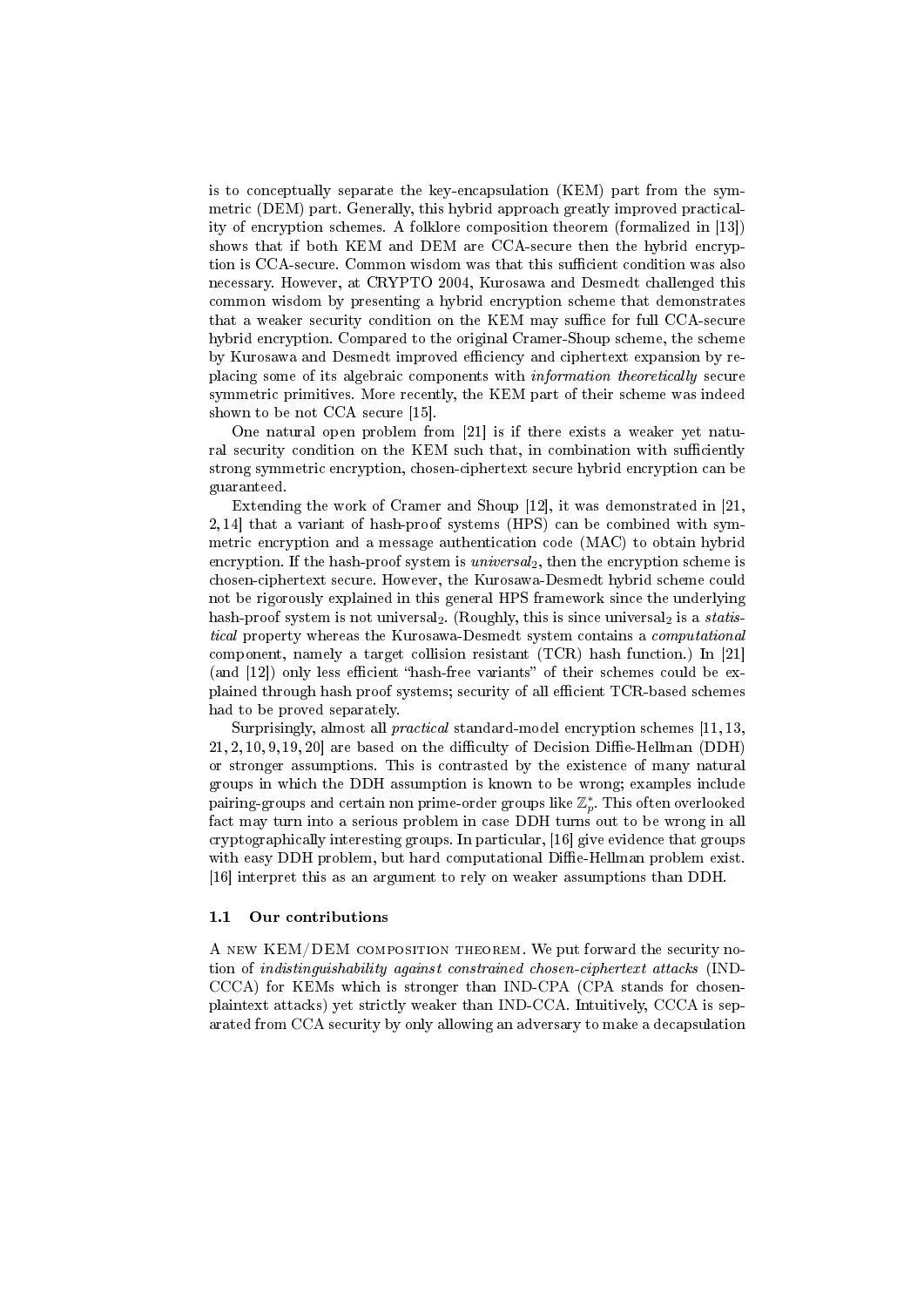is to conceptually separate the key-encapsulation (KEM) part from the symmetric (DEM) part. Generally, this hybrid approach greatly improved practicality of encryption schemes. A folklore composition theorem (formalized in [13]) shows that if both KEM and DEM are CCA-secure then the hybrid encryption is CCA-secure. Common wisdom was that this sufficient condition was also necessary. However, at CRYPTO 2004, Kurosawa and Desmedt challenged this common wisdom by presenting a hybrid encryption scheme that demonstrates that a weaker security condition on the KEM may suffice for full CCA-secure hybrid encryption. Compared to the original Cramer-Shoup scheme, the scheme by Kurosawa and Desmedt improved efficiency and ciphertext expansion by replacing some of its algebraic components with *information theoretically* secure symmetric primitives. More recently, the KEM part of their scheme was indeed shown to be not CCA secure [15].

One natural open problem from [21] is if there exists a weaker yet natural security condition on the KEM such that, in combination with sufficiently strong symmetric encryption, chosen-ciphertext secure hybrid encryption can be guaranteed.

Extending the work of Cramer and Shoup [12], it was demonstrated in [21, 2, 14] that a variant of hash-proof systems (HPS) can be combined with symmetric encryption and a message authentication code (MAC) to obtain hybrid encryption. If the hash-proof system is *universal*$_2$, then the encryption scheme is chosen-ciphertext secure. However, the Kurosawa-Desmedt hybrid scheme could not be rigorously explained in this general HPS framework since the underlying hash-proof system is not universal$_2$. (Roughly, this is since universal$_2$ is a *statistical* property whereas the Kurosawa-Desmedt system contains a *computational* component, namely a target collision resistant (TCR) hash function.) In [21] (and [12]) only less efficient "hash-free variants" of their schemes could be explained through hash proof systems; security of all efficient TCR-based schemes had to be proved separately.

Surprisingly, almost all *practical* standard-model encryption schemes [11, 13, 21, 2, 10, 9, 19, 20] are based on the difficulty of Decision Diffie-Hellman (DDH) or stronger assumptions. This is contrasted by the existence of many natural groups in which the DDH assumption is known to be wrong; examples include pairing-groups and certain non prime-order groups like $\mathbb{Z}_p^*$. This often overlooked fact may turn into a serious problem in case DDH turns out to be wrong in all cryptographically interesting groups. In particular, [16] give evidence that groups with easy DDH problem, but hard computational Diffie-Hellman problem exist. [16] interpret this as an argument to rely on weaker assumptions than DDH.

### 1.1 Our contributions

A new KEM/DEM composition theorem. We put forward the security notion of *indistinguishability against constrained chosen-ciphertext attacks* (IND-CCCA) for KEMs which is stronger than IND-CPA (CPA stands for chosen-plaintext attacks) yet strictly weaker than IND-CCA. Intuitively, CCCA is separated from CCA security by only allowing an adversary to make a decapsulation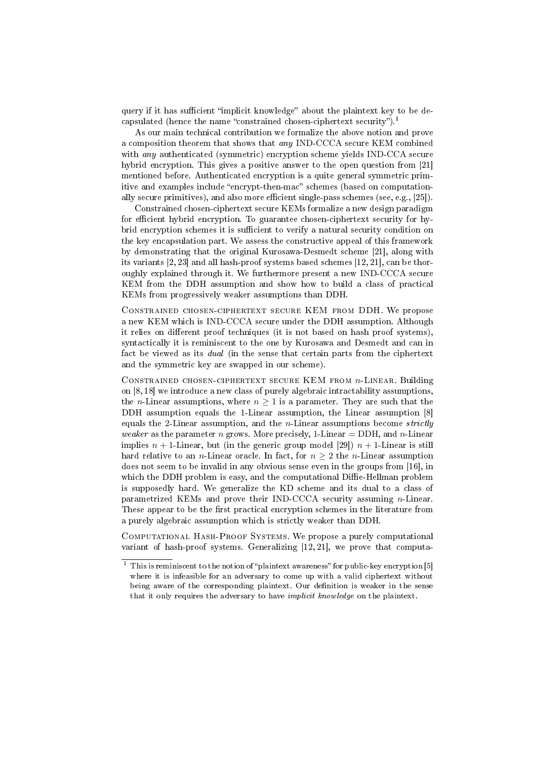query if it has sufficient "implicit knowledge" about the plaintext key to be decapsulated (hence the name "constrained chosen-ciphertext security").[1]

As our main technical contribution we formalize the above notion and prove a composition theorem that shows that *any* IND-CCCA secure KEM combined with *any* authenticated (symmetric) encryption scheme yields IND-CCA secure hybrid encryption. This gives a positive answer to the open question from [21] mentioned before. Authenticated encryption is a quite general symmetric primitive and examples include "encrypt-then-mac" schemes (based on computationally secure primitives), and also more efficient single-pass schemes (see, e.g., [25]).

Constrained chosen-ciphertext secure KEMs formalize a new design paradigm for efficient hybrid encryption. To guarantee chosen-ciphertext security for hybrid encryption schemes it is sufficient to verify a natural security condition on the key encapsulation part. We assess the constructive appeal of this framework by demonstrating that the original Kurosawa-Desmedt scheme [21], along with its variants [2, 23] and all hash-proof systems based schemes [12, 21], can be thoroughly explained through it. We furthermore present a new IND-CCCA secure KEM from the DDH assumption and show how to build a class of practical KEMs from progressively weaker assumptions than DDH.

Constrained chosen-ciphertext secure KEM from DDH. We propose a new KEM which is IND-CCCA secure under the DDH assumption. Although it relies on different proof techniques (it is not based on hash proof systems), syntactically it is reminiscent to the one by Kurosawa and Desmedt and can in fact be viewed as its *dual* (in the sense that certain parts from the ciphertext and the symmetric key are swapped in our scheme).

Constrained chosen-ciphertext secure KEM from $n$-Linear. Building on [8, 18] we introduce a new class of purely algebraic intractability assumptions, the $n$-Linear assumptions, where $n \geq 1$ is a parameter. They are such that the DDH assumption equals the 1-Linear assumption, the Linear assumption [8] equals the 2-Linear assumption, and the $n$-Linear assumptions become *strictly weaker* as the parameter $n$ grows. More precisely, 1-Linear = DDH, and $n$-Linear implies $n+1$-Linear, but (in the generic group model [29]) $n+1$-Linear is still hard relative to an $n$-Linear oracle. In fact, for $n \geq 2$ the $n$-Linear assumption does not seem to be invalid in any obvious sense even in the groups from [16], in which the DDH problem is easy, and the computational Diffie-Hellman problem is supposedly hard. We generalize the KD scheme and its dual to a class of parametrized KEMs and prove their IND-CCCA security assuming $n$-Linear. These appear to be the first practical encryption schemes in the literature from a purely algebraic assumption which is strictly weaker than DDH.

Computational Hash-Proof Systems. We propose a purely computational variant of hash-proof systems. Generalizing [12, 21], we prove that computa-

---

[1] This is reminiscent to the notion of "plaintext awareness" for public-key encryption [5] where it is infeasible for an adversary to come up with a valid ciphertext without being aware of the corresponding plaintext. Our definition is weaker in the sense that it only requires the adversary to have *implicit knowledge* on the plaintext.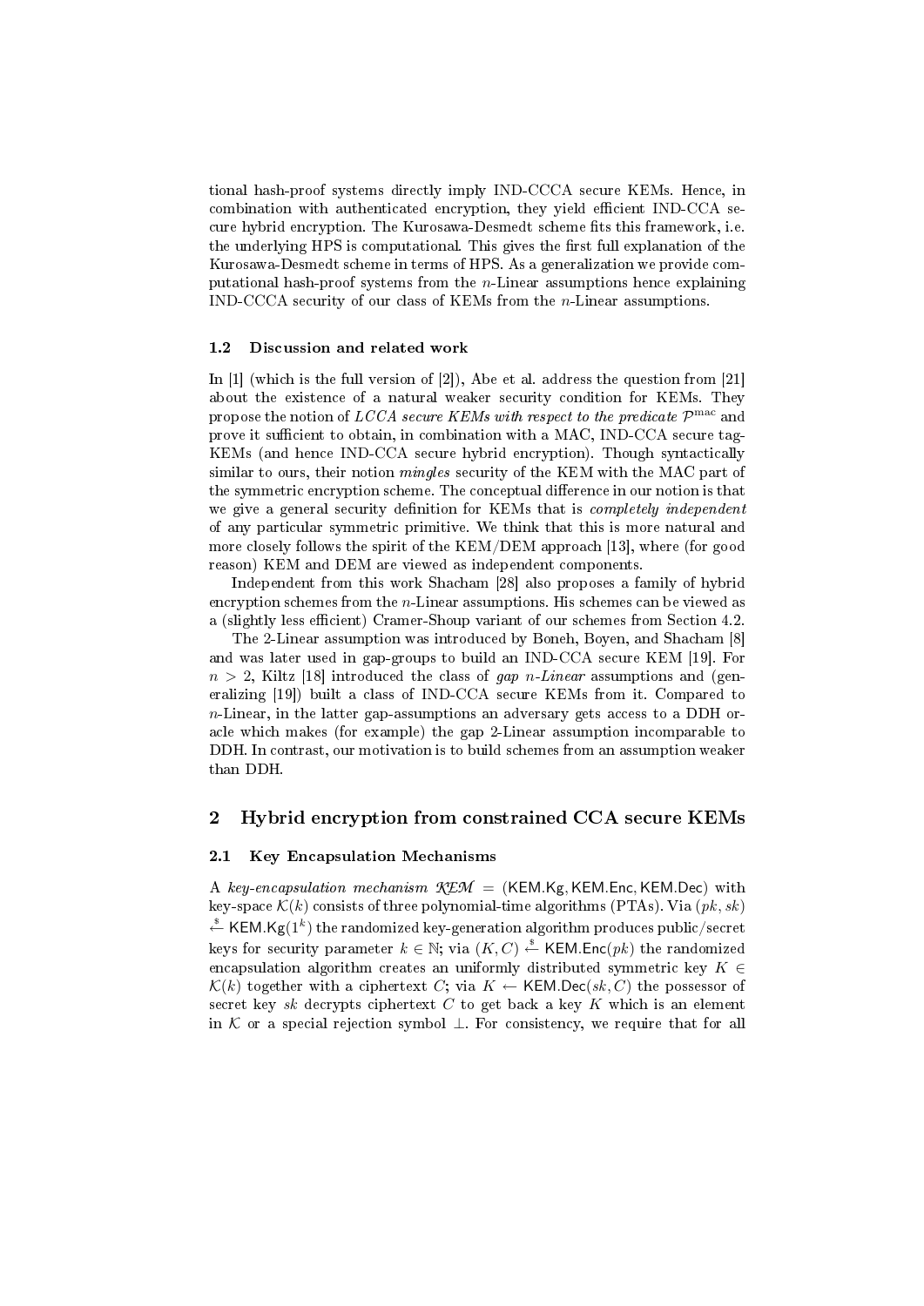tional hash-proof systems directly imply IND-CCCA secure KEMs. Hence, in combination with authenticated encryption, they yield efficient IND-CCA secure hybrid encryption. The Kurosawa-Desmedt scheme fits this framework, i.e. the underlying HPS is computational. This gives the first full explanation of the Kurosawa-Desmedt scheme in terms of HPS. As a generalization we provide computational hash-proof systems from the $n$-Linear assumptions hence explaining IND-CCCA security of our class of KEMs from the $n$-Linear assumptions.

### 1.2 Discussion and related work

In [1] (which is the full version of [2]), Abe et al. address the question from [21] about the existence of a natural weaker security condition for KEMs. They propose the notion of *LCCA secure KEMs with respect to the predicate* $\mathcal{P}^{\mathrm{mac}}$ and prove it sufficient to obtain, in combination with a MAC, IND-CCA secure tag-KEMs (and hence IND-CCA secure hybrid encryption). Though syntactically similar to ours, their notion *mingles* security of the KEM with the MAC part of the symmetric encryption scheme. The conceptual difference in our notion is that we give a general security definition for KEMs that is *completely independent* of any particular symmetric primitive. We think that this is more natural and more closely follows the spirit of the KEM/DEM approach [13], where (for good reason) KEM and DEM are viewed as independent components.

Independent from this work Shacham [28] also proposes a family of hybrid encryption schemes from the $n$-Linear assumptions. His schemes can be viewed as a (slightly less efficient) Cramer-Shoup variant of our schemes from Section 4.2.

The 2-Linear assumption was introduced by Boneh, Boyen, and Shacham [8] and was later used in gap-groups to build an IND-CCA secure KEM [19]. For $n > 2$, Kiltz [18] introduced the class of *gap $n$-Linear* assumptions and (generalizing [19]) built a class of IND-CCA secure KEMs from it. Compared to $n$-Linear, in the latter gap-assumptions an adversary gets access to a DDH oracle which makes (for example) the gap 2-Linear assumption incomparable to DDH. In contrast, our motivation is to build schemes from an assumption weaker than DDH.

## 2 Hybrid encryption from constrained CCA secure KEMs

### 2.1 Key Encapsulation Mechanisms

A *key-encapsulation mechanism* $\mathcal{KEM}$ = (KEM.Kg, KEM.Enc, KEM.Dec) with key-space $\mathcal{K}(k)$ consists of three polynomial-time algorithms (PTAs). Via $(pk, sk) \stackrel{\$}{\leftarrow} \mathsf{KEM.Kg}(1^k)$ the randomized key-generation algorithm produces public/secret keys for security parameter $k \in \mathbb{N}$; via $(K, C) \stackrel{\$}{\leftarrow} \mathsf{KEM.Enc}(pk)$ the randomized encapsulation algorithm creates an uniformly distributed symmetric key $K \in \mathcal{K}(k)$ together with a ciphertext $C$; via $K \leftarrow \mathsf{KEM.Dec}(sk, C)$ the possessor of secret key $sk$ decrypts ciphertext $C$ to get back a key $K$ which is an element in $\mathcal{K}$ or a special rejection symbol $\perp$. For consistency, we require that for all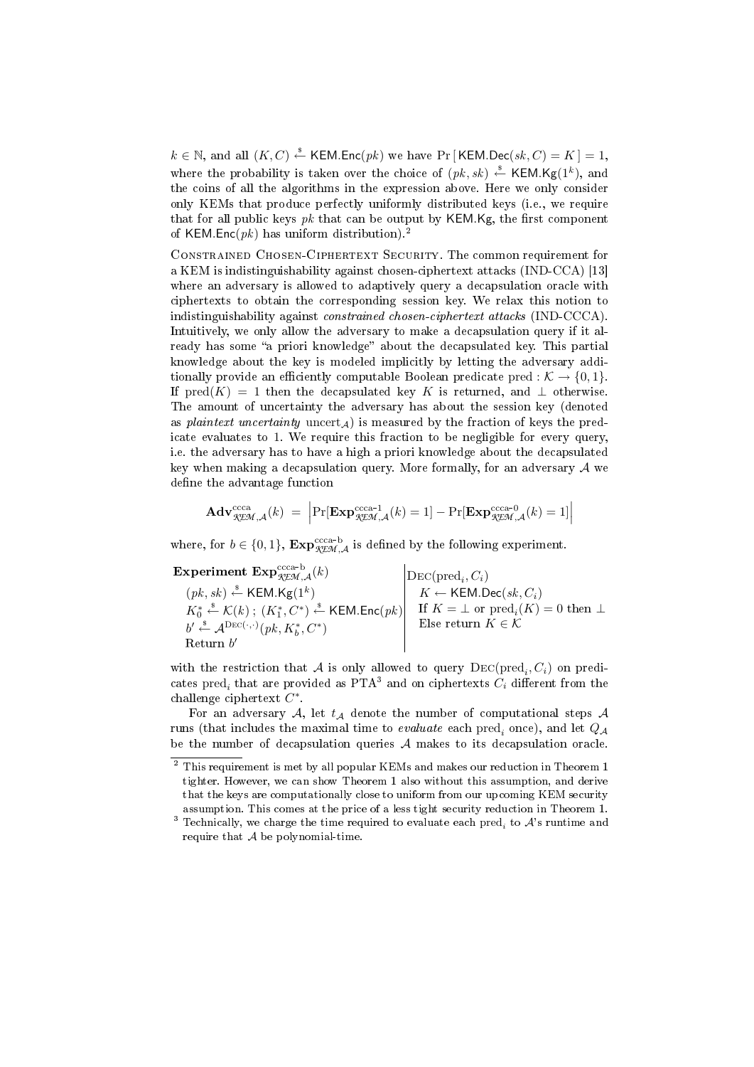$k \in \mathbb{N}$, and all $(K, C) \stackrel{\$}{\leftarrow} \mathsf{KEM.Enc}(pk)$ we have $\Pr[\mathsf{KEM.Dec}(sk, C) = K] = 1$, where the probability is taken over the choice of $(pk, sk) \stackrel{\$}{\leftarrow} \mathsf{KEM.Kg}(1^k)$, and the coins of all the algorithms in the expression above. Here we only consider only KEMs that produce perfectly uniformly distributed keys (i.e., we require that for all public keys $pk$ that can be output by KEM.Kg, the first component of $\mathsf{KEM.Enc}(pk)$ has uniform distribution).[2]

Constrained Chosen-Ciphertext Security. The common requirement for a KEM is indistinguishability against chosen-ciphertext attacks (IND-CCA) [13] where an adversary is allowed to adaptively query a decapsulation oracle with ciphertexts to obtain the corresponding session key. We relax this notion to indistinguishability against *constrained chosen-ciphertext attacks* (IND-CCCA). Intuitively, we only allow the adversary to make a decapsulation query if it already has some "a priori knowledge" about the decapsulated key. This partial knowledge about the key is modeled implicitly by letting the adversary additionally provide an efficiently computable Boolean predicate $\mathrm{pred} : \mathcal{K} \to \{0, 1\}$. If $\mathrm{pred}(K) = 1$ then the decapsulated key $K$ is returned, and $\perp$ otherwise. The amount of uncertainty the adversary has about the session key (denoted as *plaintext uncertainty* $\mathrm{uncert}_{\mathcal{A}}$) is measured by the fraction of keys the predicate evaluates to 1. We require this fraction to be negligible for every query, i.e. the adversary has to have a high a priori knowledge about the decapsulated key when making a decapsulation query. More formally, for an adversary $\mathcal{A}$ we define the advantage function

$$\mathbf{Adv}^{\mathrm{ccca}}_{\mathcal{KEM},\mathcal{A}}(k) \;=\; \left|\Pr[\mathbf{Exp}^{\mathrm{ccca}\text{-}1}_{\mathcal{KEM},\mathcal{A}}(k) = 1] - \Pr[\mathbf{Exp}^{\mathrm{ccca}\text{-}0}_{\mathcal{KEM},\mathcal{A}}(k) = 1]\right|$$

where, for $b \in \{0, 1\}$, $\mathbf{Exp}^{\mathrm{ccca}\text{-}\mathrm{b}}_{\mathcal{KEM},\mathcal{A}}$ is defined by the following experiment.

**Experiment** $\mathbf{Exp}^{\mathrm{ccca}\text{-}\mathrm{b}}_{\mathcal{KEM},\mathcal{A}}(k)$
- $(pk, sk) \stackrel{\$}{\leftarrow} \mathsf{KEM.Kg}(1^k)$
- $K_0^* \stackrel{\$}{\leftarrow} \mathcal{K}(k)$ ; $(K_1^*, C^*) \stackrel{\$}{\leftarrow} \mathsf{KEM.Enc}(pk)$
- $b' \stackrel{\$}{\leftarrow} \mathcal{A}^{\mathrm{Dec}(\cdot,\cdot)}(pk, K_b^*, C^*)$
- Return $b'$

$\mathrm{Dec}(\mathrm{pred}_i, C_i)$
- $K \leftarrow \mathsf{KEM.Dec}(sk, C_i)$
- If $K = \perp$ or $\mathrm{pred}_i(K) = 0$ then $\perp$
- Else return $K \in \mathcal{K}$

with the restriction that $\mathcal{A}$ is only allowed to query $\mathrm{Dec}(\mathrm{pred}_i, C_i)$ on predicates $\mathrm{pred}_i$ that are provided as PTA[3] and on ciphertexts $C_i$ different from the challenge ciphertext $C^*$.

For an adversary $\mathcal{A}$, let $t_{\mathcal{A}}$ denote the number of computational steps $\mathcal{A}$ runs (that includes the maximal time to *evaluate* each $\mathrm{pred}_i$ once), and let $Q_{\mathcal{A}}$ be the number of decapsulation queries $\mathcal{A}$ makes to its decapsulation oracle.

---

[2] This requirement is met by all popular KEMs and makes our reduction in Theorem 1 tighter. However, we can show Theorem 1 also without this assumption, and derive that the keys are computationally close to uniform from our upcoming KEM security assumption. This comes at the price of a less tight security reduction in Theorem 1.

[3] Technically, we charge the time required to evaluate each $\mathrm{pred}_i$ to $\mathcal{A}$'s runtime and require that $\mathcal{A}$ be polynomial-time.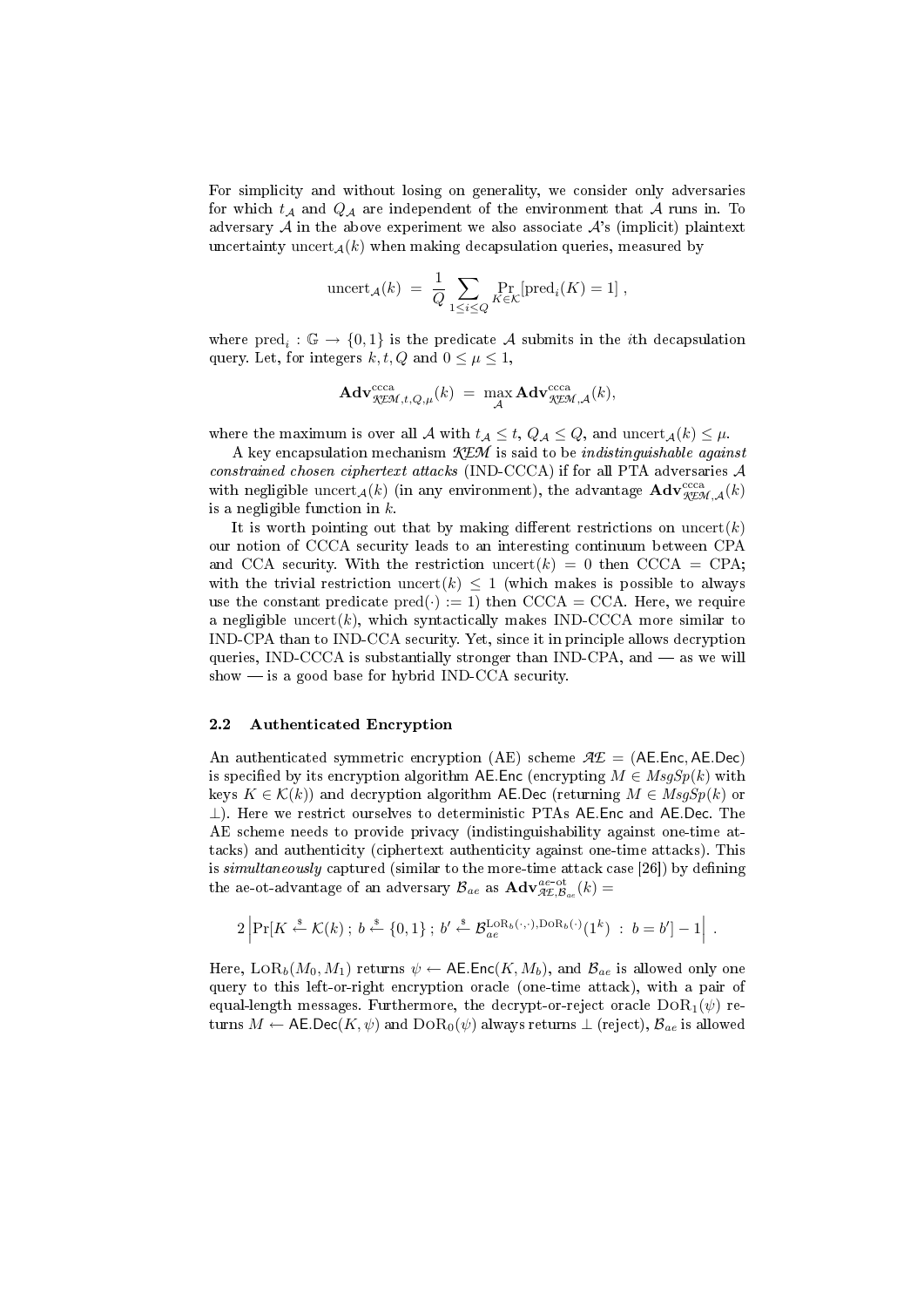For simplicity and without losing on generality, we consider only adversaries for which $t_{\mathcal{A}}$ and $Q_{\mathcal{A}}$ are independent of the environment that $\mathcal{A}$ runs in. To adversary $\mathcal{A}$ in the above experiment we also associate $\mathcal{A}$'s (implicit) plaintext uncertainty $\text{uncert}_{\mathcal{A}}(k)$ when making decapsulation queries, measured by

$$\text{uncert}_{\mathcal{A}}(k) \;=\; \frac{1}{Q} \sum_{1 \le i \le Q} \Pr_{K \in \mathcal{K}}[\text{pred}_i(K) = 1] \,,$$

where $\text{pred}_i : \mathbb{G} \to \{0,1\}$ is the predicate $\mathcal{A}$ submits in the $i$th decapsulation query. Let, for integers $k, t, Q$ and $0 \le \mu \le 1$,

$$\mathbf{Adv}^{\text{ccca}}_{\mathcal{KEM},t,Q,\mu}(k) \;=\; \max_{\mathcal{A}} \mathbf{Adv}^{\text{ccca}}_{\mathcal{KEM},\mathcal{A}}(k),$$

where the maximum is over all $\mathcal{A}$ with $t_{\mathcal{A}} \le t$, $Q_{\mathcal{A}} \le Q$, and $\text{uncert}_{\mathcal{A}}(k) \le \mu$.

A key encapsulation mechanism $\mathcal{KEM}$ is said to be *indistinguishable against constrained chosen ciphertext attacks* (IND-CCCA) if for all PTA adversaries $\mathcal{A}$ with negligible $\text{uncert}_{\mathcal{A}}(k)$ (in any environment), the advantage $\mathbf{Adv}^{\text{ccca}}_{\mathcal{KEM},\mathcal{A}}(k)$ is a negligible function in $k$.

It is worth pointing out that by making different restrictions on $\text{uncert}(k)$ our notion of CCCA security leads to an interesting continuum between CPA and CCA security. With the restriction $\text{uncert}(k) = 0$ then CCCA = CPA; with the trivial restriction $\text{uncert}(k) \le 1$ (which makes is possible to always use the constant predicate $\text{pred}(\cdot) := 1$) then CCCA = CCA. Here, we require a negligible $\text{uncert}(k)$, which syntactically makes IND-CCCA more similar to IND-CPA than to IND-CCA security. Yet, since it in principle allows decryption queries, IND-CCCA is substantially stronger than IND-CPA, and — as we will show — is a good base for hybrid IND-CCA security.

### 2.2 Authenticated Encryption

An authenticated symmetric encryption (AE) scheme $\mathcal{AE} = (\mathsf{AE.Enc}, \mathsf{AE.Dec})$ is specified by its encryption algorithm $\mathsf{AE.Enc}$ (encrypting $M \in MsgSp(k)$ with keys $K \in \mathcal{K}(k)$) and decryption algorithm $\mathsf{AE.Dec}$ (returning $M \in MsgSp(k)$ or $\perp$). Here we restrict ourselves to deterministic PTAs $\mathsf{AE.Enc}$ and $\mathsf{AE.Dec}$. The AE scheme needs to provide privacy (indistinguishability against one-time attacks) and authenticity (ciphertext authenticity against one-time attacks). This is *simultaneously* captured (similar to the more-time attack case [26]) by defining the ae-ot-advantage of an adversary $\mathcal{B}_{ae}$ as $\mathbf{Adv}^{ae\text{-}ot}_{\mathcal{AE},\mathcal{B}_{ae}}(k) =$

$$2 \left| \Pr[K \xleftarrow{\$} \mathcal{K}(k) \,;\, b \xleftarrow{\$} \{0,1\} \,;\, b' \xleftarrow{\$} \mathcal{B}_{ae}^{\text{LoR}_b(\cdot,\cdot),\text{DoR}_b(\cdot)}(1^k) \;:\; b = b'] - 1 \right| \,.$$

Here, $\text{LoR}_b(M_0, M_1)$ returns $\psi \leftarrow \mathsf{AE.Enc}(K, M_b)$, and $\mathcal{B}_{ae}$ is allowed only one query to this left-or-right encryption oracle (one-time attack), with a pair of equal-length messages. Furthermore, the decrypt-or-reject oracle $\text{DoR}_1(\psi)$ returns $M \leftarrow \mathsf{AE.Dec}(K, \psi)$ and $\text{DoR}_0(\psi)$ always returns $\perp$ (reject), $\mathcal{B}_{ae}$ is allowed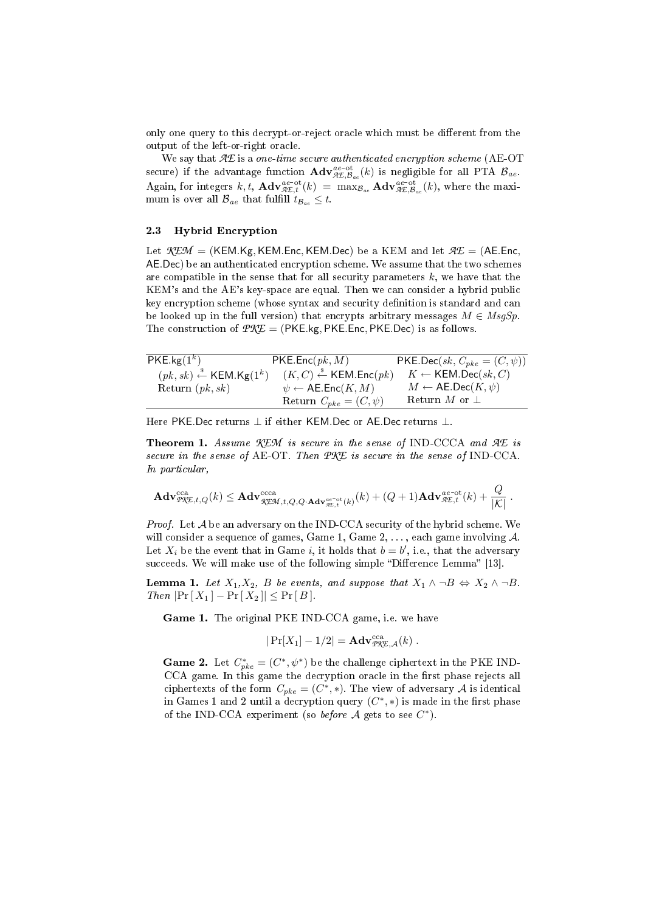only one query to this decrypt-or-reject oracle which must be different from the output of the left-or-right oracle.

We say that $\mathcal{AE}$ is a *one-time secure authenticated encryption scheme* (AE-OT secure) if the advantage function $\mathbf{Adv}^{ae\text{-}ot}_{\mathcal{AE},\mathcal{B}_{ae}}(k)$ is negligible for all PTA $\mathcal{B}_{ae}$. Again, for integers $k, t$, $\mathbf{Adv}^{ae\text{-}ot}_{\mathcal{AE},t}(k) = \max_{\mathcal{B}_{ae}} \mathbf{Adv}^{ae\text{-}ot}_{\mathcal{AE},\mathcal{B}_{ae}}(k)$, where the maximum is over all $\mathcal{B}_{ae}$ that fulfill $t_{\mathcal{B}_{ae}} \leq t$.

### 2.3 Hybrid Encryption

Let $\mathcal{KEM}$ = (KEM.Kg, KEM.Enc, KEM.Dec) be a KEM and let $\mathcal{AE}$ = (AE.Enc, AE.Dec) be an authenticated encryption scheme. We assume that the two schemes are compatible in the sense that for all security parameters $k$, we have that the KEM's and the AE's key-space are equal. Then we can consider a hybrid public key encryption scheme (whose syntax and security definition is standard and can be looked up in the full version) that encrypts arbitrary messages $M \in MsgSp$. The construction of $\mathcal{PKE}$ = (PKE.kg, PKE.Enc, PKE.Dec) is as follows.

| $\mathsf{PKE.kg}(1^k)$ | $\mathsf{PKE.Enc}(pk, M)$ | $\mathsf{PKE.Dec}(sk, C_{pke} = (C, \psi))$ |
|---|---|---|
| $(pk, sk) \xleftarrow{\$} \mathsf{KEM.Kg}(1^k)$ | $(K, C) \xleftarrow{\$} \mathsf{KEM.Enc}(pk)$ | $K \leftarrow \mathsf{KEM.Dec}(sk, C)$ |
| Return $(pk, sk)$ | $\psi \leftarrow \mathsf{AE.Enc}(K, M)$ | $M \leftarrow \mathsf{AE.Dec}(K, \psi)$ |
| | Return $C_{pke} = (C, \psi)$ | Return $M$ or $\perp$ |

Here PKE.Dec returns $\perp$ if either KEM.Dec or AE.Dec returns $\perp$.

**Theorem 1.** *Assume $\mathcal{KEM}$ is secure in the sense of* IND-CCCA *and $\mathcal{AE}$ is secure in the sense of* AE-OT*. Then $\mathcal{PKE}$ is secure in the sense of* IND-CCA*. In particular,*

$$\mathbf{Adv}^{\text{cca}}_{\mathcal{PKE},t,Q}(k) \leq \mathbf{Adv}^{\text{ccca}}_{\mathcal{KEM},t,Q,Q\cdot\mathbf{Adv}^{ae\text{-}ot}_{\mathcal{AE},t}(k)}(k) + (Q+1)\mathbf{Adv}^{ae\text{-}ot}_{\mathcal{AE},t}(k) + \frac{Q}{|\mathcal{K}|} .$$

*Proof.* Let $\mathcal{A}$ be an adversary on the IND-CCA security of the hybrid scheme. We will consider a sequence of games, Game 1, Game 2, ..., each game involving $\mathcal{A}$. Let $X_i$ be the event that in Game $i$, it holds that $b = b'$, i.e., that the adversary succeeds. We will make use of the following simple "Difference Lemma" [13].

**Lemma 1.** *Let $X_1$,$X_2$, $B$ be events, and suppose that $X_1 \wedge \neg B \Leftrightarrow X_2 \wedge \neg B$. Then $|\Pr[X_1] - \Pr[X_2]| \leq \Pr[B]$.*

**Game 1.** The original PKE IND-CCA game, i.e. we have

$$|\Pr[X_1] - 1/2| = \mathbf{Adv}^{\text{cca}}_{\mathcal{PKE},\mathcal{A}}(k) .$$

**Game 2.** Let $C^*_{pke} = (C^*, \psi^*)$ be the challenge ciphertext in the PKE IND-CCA game. In this game the decryption oracle in the first phase rejects all ciphertexts of the form $C_{pke} = (C^*, *)$. The view of adversary $\mathcal{A}$ is identical in Games 1 and 2 until a decryption query $(C^*, *)$ is made in the first phase of the IND-CCA experiment (so *before* $\mathcal{A}$ gets to see $C^*$).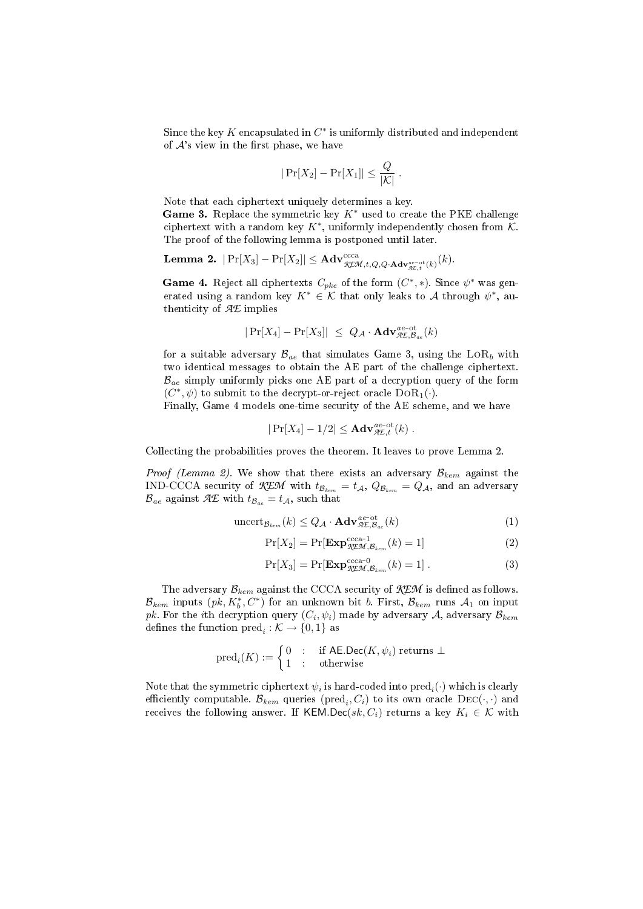Since the key $K$ encapsulated in $C^*$ is uniformly distributed and independent of $\mathcal{A}$'s view in the first phase, we have

$$|\Pr[X_2] - \Pr[X_1]| \leq \frac{Q}{|\mathcal{K}|} \ .$$

Note that each ciphertext uniquely determines a key.

**Game 3.** Replace the symmetric key $K^*$ used to create the PKE challenge ciphertext with a random key $K^*$, uniformly independently chosen from $\mathcal{K}$. The proof of the following lemma is postponed until later.

**Lemma 2.** $|\Pr[X_3] - \Pr[X_2]| \leq \mathbf{Adv}^{\text{ccca}}_{\mathcal{KEM},t,Q,Q\cdot\mathbf{Adv}^{ae\text{-ot}}_{\mathcal{AE},t}(k)}(k)$.

**Game 4.** Reject all ciphertexts $C_{pke}$ of the form $(C^*, *)$. Since $\psi^*$ was generated using a random key $K^* \in \mathcal{K}$ that only leaks to $\mathcal{A}$ through $\psi^*$, authenticity of $\mathcal{AE}$ implies

$$|\Pr[X_4] - \Pr[X_3]| \ \leq \ Q_{\mathcal{A}} \cdot \mathbf{Adv}^{ae\text{-ot}}_{\mathcal{AE},\mathcal{B}_{ae}}(k)$$

for a suitable adversary $\mathcal{B}_{ae}$ that simulates Game 3, using the $\text{LoR}_b$ with two identical messages to obtain the AE part of the challenge ciphertext. $\mathcal{B}_{ae}$ simply uniformly picks one AE part of a decryption query of the form $(C^*, \psi)$ to submit to the decrypt-or-reject oracle $\text{DoR}_1(\cdot)$.

Finally, Game 4 models one-time security of the AE scheme, and we have

$$|\Pr[X_4] - 1/2| \leq \mathbf{Adv}^{ae\text{-ot}}_{\mathcal{AE},t}(k) \ .$$

Collecting the probabilities proves the theorem. It leaves to prove Lemma 2.

*Proof (Lemma 2).* We show that there exists an adversary $\mathcal{B}_{kem}$ against the IND-CCCA security of $\mathcal{KEM}$ with $t_{\mathcal{B}_{kem}} = t_{\mathcal{A}}$, $Q_{\mathcal{B}_{kem}} = Q_{\mathcal{A}}$, and an adversary $\mathcal{B}_{ae}$ against $\mathcal{AE}$ with $t_{\mathcal{B}_{ae}} = t_{\mathcal{A}}$, such that

$$\text{uncert}_{\mathcal{B}_{kem}}(k) \leq Q_{\mathcal{A}} \cdot \mathbf{Adv}^{ae\text{-ot}}_{\mathcal{AE},\mathcal{B}_{ae}}(k) \tag{1}$$

$$\Pr[X_2] = \Pr[\mathbf{Exp}^{\text{ccca-1}}_{\mathcal{KEM},\mathcal{B}_{kem}}(k) = 1] \tag{2}$$

$$\Pr[X_3] = \Pr[\mathbf{Exp}^{\text{ccca-0}}_{\mathcal{KEM},\mathcal{B}_{kem}}(k) = 1] \ . \tag{3}$$

The adversary $\mathcal{B}_{kem}$ against the CCCA security of $\mathcal{KEM}$ is defined as follows. $\mathcal{B}_{kem}$ inputs $(pk, K_b^*, C^*)$ for an unknown bit $b$. First, $\mathcal{B}_{kem}$ runs $\mathcal{A}_1$ on input $pk$. For the $i$th decryption query $(C_i, \psi_i)$ made by adversary $\mathcal{A}$, adversary $\mathcal{B}_{kem}$ defines the function $\text{pred}_i : \mathcal{K} \to \{0, 1\}$ as

$$\text{pred}_i(K) := \begin{cases} 0 & : \quad \text{if } \mathsf{AE.Dec}(K, \psi_i) \text{ returns } \perp \\ 1 & : \quad \text{otherwise} \end{cases}$$

Note that the symmetric ciphertext $\psi_i$ is hard-coded into $\text{pred}_i(\cdot)$ which is clearly efficiently computable. $\mathcal{B}_{kem}$ queries $(\text{pred}_i, C_i)$ to its own oracle $\text{Dec}(\cdot, \cdot)$ and receives the following answer. If $\mathsf{KEM.Dec}(sk, C_i)$ returns a key $K_i \in \mathcal{K}$ with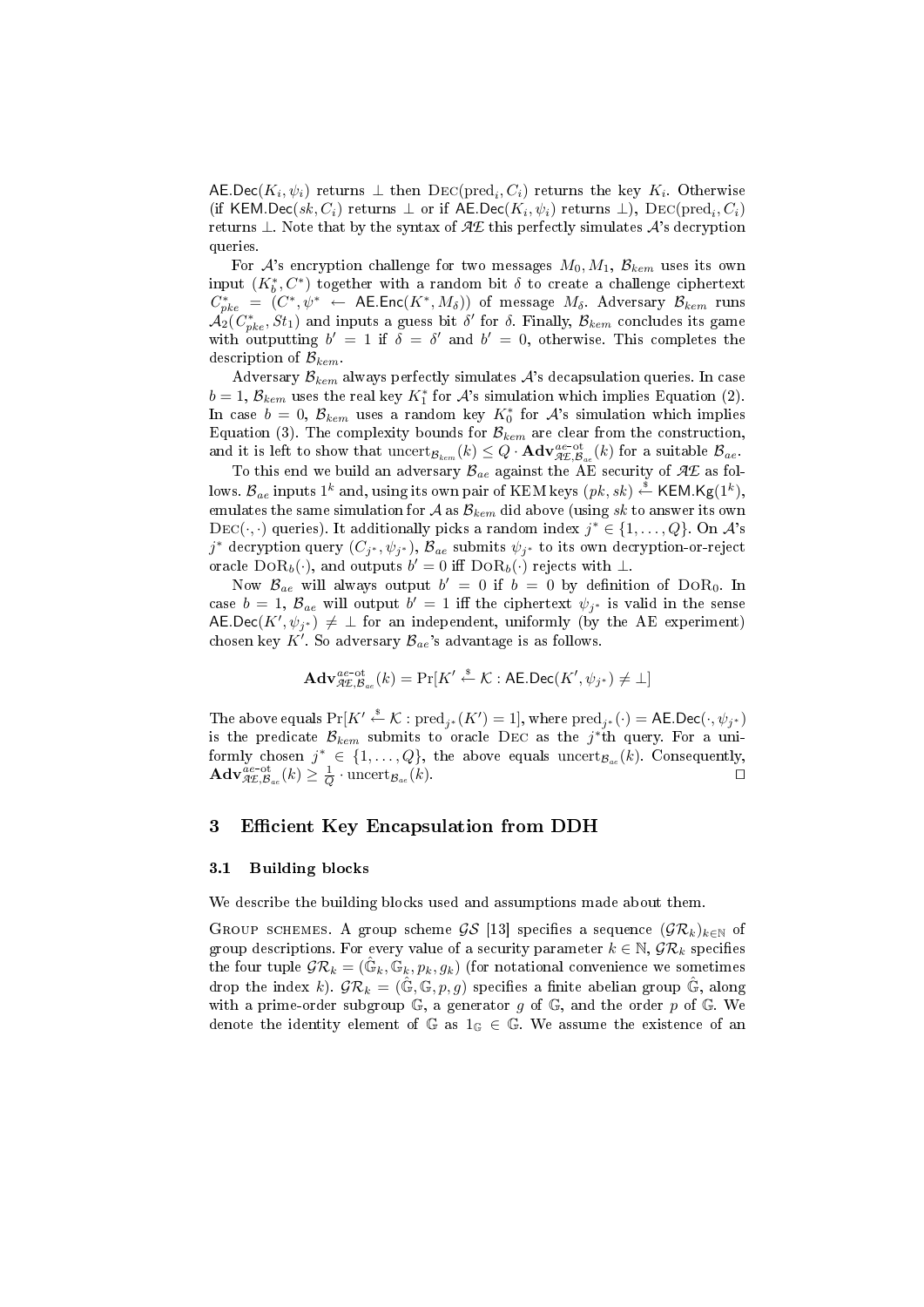$\mathsf{AE.Dec}(K_i, \psi_i)$ returns $\perp$ then $\textsc{Dec}(\text{pred}_i, C_i)$ returns the key $K_i$. Otherwise (if $\mathsf{KEM.Dec}(sk, C_i)$ returns $\perp$ or if $\mathsf{AE.Dec}(K_i, \psi_i)$ returns $\perp$), $\textsc{Dec}(\text{pred}_i, C_i)$ returns $\perp$. Note that by the syntax of $\mathcal{AE}$ this perfectly simulates $\mathcal{A}$'s decryption queries.

For $\mathcal{A}$'s encryption challenge for two messages $M_0, M_1$, $\mathcal{B}_{kem}$ uses its own input $(K_b^*, C^*)$ together with a random bit $\delta$ to create a challenge ciphertext $C_{pke}^* = (C^*, \psi^* \leftarrow \mathsf{AE.Enc}(K^*, M_\delta))$ of message $M_\delta$. Adversary $\mathcal{B}_{kem}$ runs $\mathcal{A}_2(C_{pke}^*, St_1)$ and inputs a guess bit $\delta'$ for $\delta$. Finally, $\mathcal{B}_{kem}$ concludes its game with outputting $b' = 1$ if $\delta = \delta'$ and $b' = 0$, otherwise. This completes the description of $\mathcal{B}_{kem}$.

Adversary $\mathcal{B}_{kem}$ always perfectly simulates $\mathcal{A}$'s decapsulation queries. In case $b = 1$, $\mathcal{B}_{kem}$ uses the real key $K_1^*$ for $\mathcal{A}$'s simulation which implies Equation (2). In case $b = 0$, $\mathcal{B}_{kem}$ uses a random key $K_0^*$ for $\mathcal{A}$'s simulation which implies Equation (3). The complexity bounds for $\mathcal{B}_{kem}$ are clear from the construction, and it is left to show that $\text{uncert}_{\mathcal{B}_{kem}}(k) \leq Q \cdot \mathbf{Adv}^{ae\text{-}ot}_{\mathcal{AE},\mathcal{B}_{ae}}(k)$ for a suitable $\mathcal{B}_{ae}$.

To this end we build an adversary $\mathcal{B}_{ae}$ against the AE security of $\mathcal{AE}$ as follows. $\mathcal{B}_{ae}$ inputs $1^k$ and, using its own pair of KEM keys $(pk, sk) \xleftarrow{\$} \mathsf{KEM.Kg}(1^k)$, emulates the same simulation for $\mathcal{A}$ as $\mathcal{B}_{kem}$ did above (using $sk$ to answer its own $\textsc{Dec}(\cdot,\cdot)$ queries). It additionally picks a random index $j^* \in \{1, \ldots, Q\}$. On $\mathcal{A}$'s $j^*$ decryption query $(C_{j^*}, \psi_{j^*})$, $\mathcal{B}_{ae}$ submits $\psi_{j^*}$ to its own decryption-or-reject oracle $\textsc{DoR}_b(\cdot)$, and outputs $b' = 0$ iff $\textsc{DoR}_b(\cdot)$ rejects with $\perp$.

Now $\mathcal{B}_{ae}$ will always output $b' = 0$ if $b = 0$ by definition of $\textsc{DoR}_0$. In case $b = 1$, $\mathcal{B}_{ae}$ will output $b' = 1$ iff the ciphertext $\psi_{j^*}$ is valid in the sense $\mathsf{AE.Dec}(K', \psi_{j^*}) \neq \perp$ for an independent, uniformly (by the AE experiment) chosen key $K'$. So adversary $\mathcal{B}_{ae}$'s advantage is as follows.

$$\mathbf{Adv}^{ae\text{-}ot}_{\mathcal{AE},\mathcal{B}_{ae}}(k) = \Pr[K' \xleftarrow{\$} \mathcal{K} : \mathsf{AE.Dec}(K', \psi_{j^*}) \neq \perp]$$

The above equals $\Pr[K' \xleftarrow{\$} \mathcal{K} : \text{pred}_{j^*}(K') = 1]$, where $\text{pred}_{j^*}(\cdot) = \mathsf{AE.Dec}(\cdot, \psi_{j^*})$ is the predicate $\mathcal{B}_{kem}$ submits to oracle $\textsc{Dec}$ as the $j^*$th query. For a uniformly chosen $j^* \in \{1, \ldots, Q\}$, the above equals $\text{uncert}_{\mathcal{B}_{ae}}(k)$. Consequently, $\mathbf{Adv}^{ae\text{-}ot}_{\mathcal{AE},\mathcal{B}_{ae}}(k) \geq \frac{1}{Q} \cdot \text{uncert}_{\mathcal{B}_{ae}}(k)$. $\square$

## 3 Efficient Key Encapsulation from DDH

### 3.1 Building blocks

We describe the building blocks used and assumptions made about them.

Group schemes. A group scheme $\mathcal{GS}$ [13] specifies a sequence $(\mathcal{GR}_k)_{k \in \mathbb{N}}$ of group descriptions. For every value of a security parameter $k \in \mathbb{N}$, $\mathcal{GR}_k$ specifies the four tuple $\mathcal{GR}_k = (\hat{\mathbb{G}}_k, \mathbb{G}_k, p_k, g_k)$ (for notational convenience we sometimes drop the index $k$). $\mathcal{GR}_k = (\hat{\mathbb{G}}, \mathbb{G}, p, g)$ specifies a finite abelian group $\hat{\mathbb{G}}$, along with a prime-order subgroup $\mathbb{G}$, a generator $g$ of $\mathbb{G}$, and the order $p$ of $\mathbb{G}$. We denote the identity element of $\mathbb{G}$ as $1_{\mathbb{G}} \in \mathbb{G}$. We assume the existence of an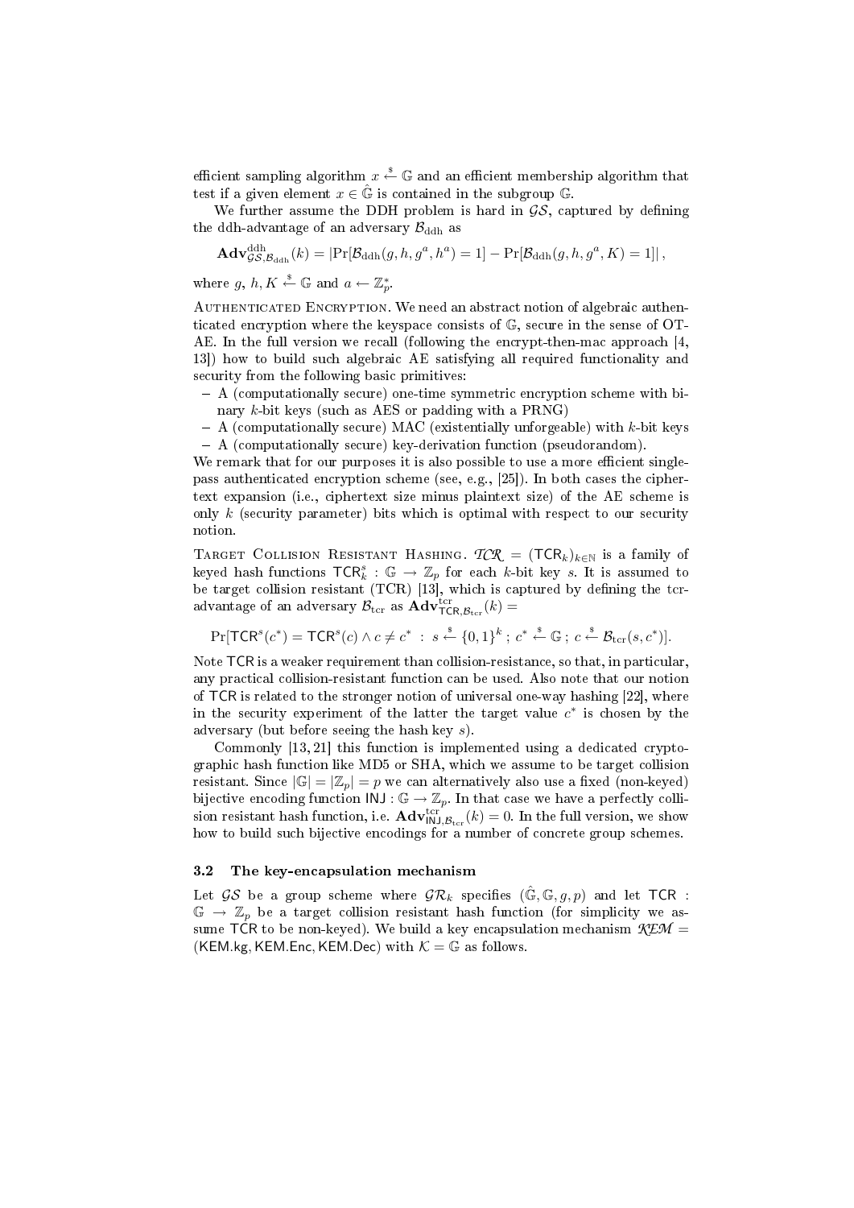efficient sampling algorithm $x \stackrel{\$}{\leftarrow} \mathbb{G}$ and an efficient membership algorithm that test if a given element $x \in \hat{\mathbb{G}}$ is contained in the subgroup $\mathbb{G}$.

We further assume the DDH problem is hard in $\mathcal{GS}$, captured by defining the ddh-advantage of an adversary $\mathcal{B}_{\rm ddh}$ as

$$\mathbf{Adv}^{\rm ddh}_{\mathcal{GS},\mathcal{B}_{\rm ddh}}(k) = |\Pr[\mathcal{B}_{\rm ddh}(g,h,g^a,h^a)=1] - \Pr[\mathcal{B}_{\rm ddh}(g,h,g^a,K)=1]|\,,$$

where $g,\, h, K \stackrel{\$}{\leftarrow} \mathbb{G}$ and $a \leftarrow \mathbb{Z}_p^*$.

Authenticated Encryption. We need an abstract notion of algebraic authenticated encryption where the keyspace consists of $\mathbb{G}$, secure in the sense of OT-AE. In the full version we recall (following the encrypt-then-mac approach [4, 13]) how to build such algebraic AE satisfying all required functionality and security from the following basic primitives:

- A (computationally secure) one-time symmetric encryption scheme with binary $k$-bit keys (such as AES or padding with a PRNG)
- A (computationally secure) MAC (existentially unforgeable) with $k$-bit keys
- A (computationally secure) key-derivation function (pseudorandom).

We remark that for our purposes it is also possible to use a more efficient single-pass authenticated encryption scheme (see, e.g., [25]). In both cases the ciphertext expansion (i.e., ciphertext size minus plaintext size) of the AE scheme is only $k$ (security parameter) bits which is optimal with respect to our security notion.

Target Collision Resistant Hashing. $\mathcal{TCR} = (\mathsf{TCR}_k)_{k\in\mathbb{N}}$ is a family of keyed hash functions $\mathsf{TCR}^s_k : \mathbb{G} \to \mathbb{Z}_p$ for each $k$-bit key $s$. It is assumed to be target collision resistant (TCR) [13], which is captured by defining the tcr-advantage of an adversary $\mathcal{B}_{\rm tcr}$ as $\mathbf{Adv}^{\rm tcr}_{\mathsf{TCR},\mathcal{B}_{\rm tcr}}(k) =$

$$\Pr[\mathsf{TCR}^s(c^*) = \mathsf{TCR}^s(c) \wedge c \neq c^* \;:\; s \stackrel{\$}{\leftarrow} \{0,1\}^k \,;\, c^* \stackrel{\$}{\leftarrow} \mathbb{G} \,;\, c \stackrel{\$}{\leftarrow} \mathcal{B}_{\rm tcr}(s,c^*)].$$

Note TCR is a weaker requirement than collision-resistance, so that, in particular, any practical collision-resistant function can be used. Also note that our notion of TCR is related to the stronger notion of universal one-way hashing [22], where in the security experiment of the latter the target value $c^*$ is chosen by the adversary (but before seeing the hash key $s$).

Commonly [13, 21] this function is implemented using a dedicated cryptographic hash function like MD5 or SHA, which we assume to be target collision resistant. Since $|\mathbb{G}| = |\mathbb{Z}_p| = p$ we can alternatively also use a fixed (non-keyed) bijective encoding function $\mathsf{INJ} : \mathbb{G} \to \mathbb{Z}_p$. In that case we have a perfectly collision resistant hash function, i.e. $\mathbf{Adv}^{\rm tcr}_{\mathsf{INJ},\mathcal{B}_{\rm tcr}}(k) = 0$. In the full version, we show how to build such bijective encodings for a number of concrete group schemes.

### 3.2 The key-encapsulation mechanism

Let $\mathcal{GS}$ be a group scheme where $\mathcal{GR}_k$ specifies $(\hat{\mathbb{G}}, \mathbb{G}, g, p)$ and let $\mathsf{TCR} : \mathbb{G} \to \mathbb{Z}_p$ be a target collision resistant hash function (for simplicity we assume TCR to be non-keyed). We build a key encapsulation mechanism $\mathcal{KEM} = (\mathsf{KEM.kg}, \mathsf{KEM.Enc}, \mathsf{KEM.Dec})$ with $\mathcal{K} = \mathbb{G}$ as follows.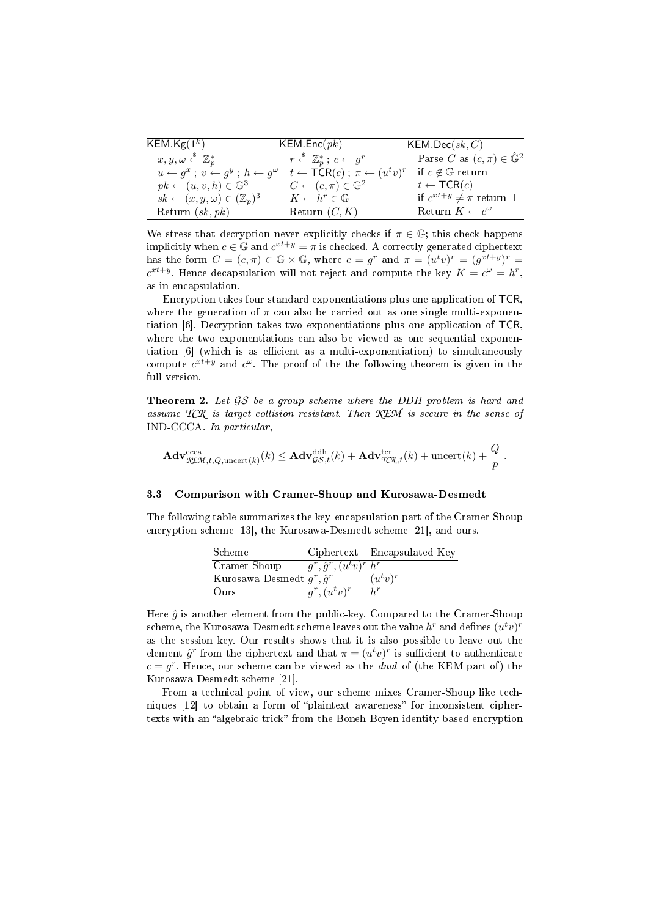| $\mathsf{KEM.Kg}(1^k)$ | $\mathsf{KEM.Enc}(pk)$ | $\mathsf{KEM.Dec}(sk, C)$ |
|---|---|---|
| $x, y, \omega \xleftarrow{\$} \mathbb{Z}_p^*$ | $r \xleftarrow{\$} \mathbb{Z}_p^*$ ; $c \leftarrow g^r$ | Parse $C$ as $(c, \pi) \in \hat{\mathbb{G}}^2$ |
| $u \leftarrow g^x$ ; $v \leftarrow g^y$ ; $h \leftarrow g^\omega$ | $t \leftarrow \mathsf{TCR}(c)$ ; $\pi \leftarrow (u^t v)^r$ | if $c \notin \mathbb{G}$ return $\bot$ |
| $pk \leftarrow (u, v, h) \in \mathbb{G}^3$ | $C \leftarrow (c, \pi) \in \mathbb{G}^2$ | $t \leftarrow \mathsf{TCR}(c)$ |
| $sk \leftarrow (x, y, \omega) \in (\mathbb{Z}_p)^3$ | $K \leftarrow h^r \in \mathbb{G}$ | if $c^{xt+y} \neq \pi$ return $\bot$ |
| Return $(sk, pk)$ | Return $(C, K)$ | Return $K \leftarrow c^\omega$ |

We stress that decryption never explicitly checks if $\pi \in \mathbb{G}$; this check happens implicitly when $c \in \mathbb{G}$ and $c^{xt+y} = \pi$ is checked. A correctly generated ciphertext has the form $C = (c, \pi) \in \mathbb{G} \times \mathbb{G}$, where $c = g^r$ and $\pi = (u^t v)^r = (g^{xt+y})^r = c^{xt+y}$. Hence decapsulation will not reject and compute the key $K = c^\omega = h^r$, as in encapsulation.

Encryption takes four standard exponentiations plus one application of $\mathsf{TCR}$, where the generation of $\pi$ can also be carried out as one single multi-exponentiation [6]. Decryption takes two exponentiations plus one application of $\mathsf{TCR}$, where the two exponentiations can also be viewed as one sequential exponentiation [6] (which is as efficient as a multi-exponentiation) to simultaneously compute $c^{xt+y}$ and $c^\omega$. The proof of the the following theorem is given in the full version.

**Theorem 2.** *Let $\mathcal{GS}$ be a group scheme where the DDH problem is hard and assume $\mathcal{TCR}$ is target collision resistant. Then $\mathcal{KEM}$ is secure in the sense of* IND-CCCA. *In particular,*

$$\mathbf{Adv}^{\mathrm{ccca}}_{\mathcal{KEM},t,Q,\mathrm{uncert}(k)}(k) \leq \mathbf{Adv}^{\mathrm{ddh}}_{\mathcal{GS},t}(k) + \mathbf{Adv}^{\mathrm{tcr}}_{\mathcal{TCR},t}(k) + \mathrm{uncert}(k) + \frac{Q}{p} .$$

### 3.3 Comparison with Cramer-Shoup and Kurosawa-Desmedt

The following table summarizes the key-encapsulation part of the Cramer-Shoup encryption scheme [13], the Kurosawa-Desmedt scheme [21], and ours.

| Scheme | Ciphertext | Encapsulated Key |
|---|---|---|
| Cramer-Shoup | $g^r, \hat{g}^r, (u^t v)^r$ | $h^r$ |
| Kurosawa-Desmedt | $g^r, \hat{g}^r$ | $(u^t v)^r$ |
| Ours | $g^r, (u^t v)^r$ | $h^r$ |

Here $\hat{g}$ is another element from the public-key. Compared to the Cramer-Shoup scheme, the Kurosawa-Desmedt scheme leaves out the value $h^r$ and defines $(u^t v)^r$ as the session key. Our results shows that it is also possible to leave out the element $\hat{g}^r$ from the ciphertext and that $\pi = (u^t v)^r$ is sufficient to authenticate $c = g^r$. Hence, our scheme can be viewed as the *dual* of (the KEM part of) the Kurosawa-Desmedt scheme [21].

From a technical point of view, our scheme mixes Cramer-Shoup like techniques [12] to obtain a form of "plaintext awareness" for inconsistent ciphertexts with an "algebraic trick" from the Boneh-Boyen identity-based encryption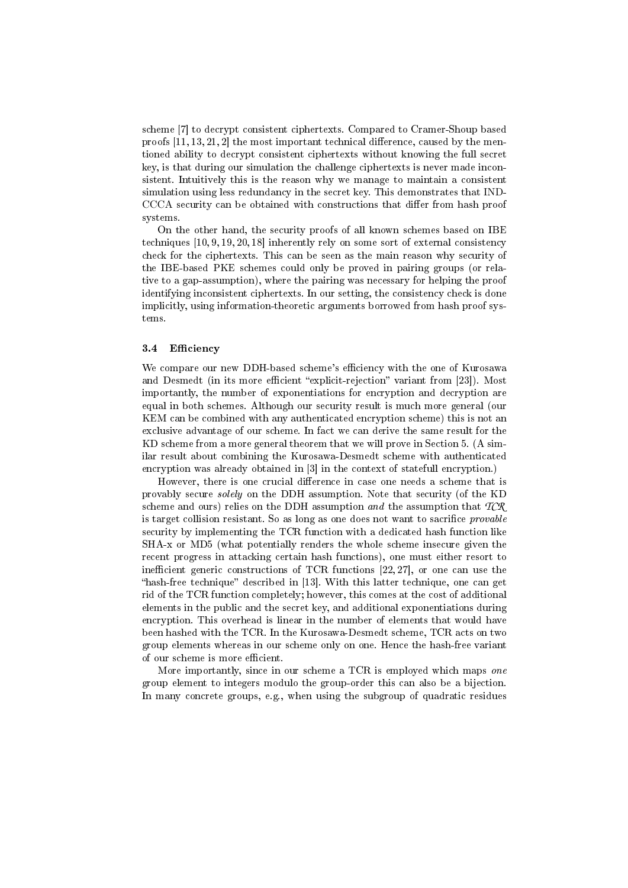scheme [7] to decrypt consistent ciphertexts. Compared to Cramer-Shoup based proofs [11, 13, 21, 2] the most important technical difference, caused by the mentioned ability to decrypt consistent ciphertexts without knowing the full secret key, is that during our simulation the challenge ciphertexts is never made inconsistent. Intuitively this is the reason why we manage to maintain a consistent simulation using less redundancy in the secret key. This demonstrates that IND-CCCA security can be obtained with constructions that differ from hash proof systems.

On the other hand, the security proofs of all known schemes based on IBE techniques [10, 9, 19, 20, 18] inherently rely on some sort of external consistency check for the ciphertexts. This can be seen as the main reason why security of the IBE-based PKE schemes could only be proved in pairing groups (or relative to a gap-assumption), where the pairing was necessary for helping the proof identifying inconsistent ciphertexts. In our setting, the consistency check is done implicitly, using information-theoretic arguments borrowed from hash proof systems.

### 3.4 Efficiency

We compare our new DDH-based scheme's efficiency with the one of Kurosawa and Desmedt (in its more efficient "explicit-rejection" variant from [23]). Most importantly, the number of exponentiations for encryption and decryption are equal in both schemes. Although our security result is much more general (our KEM can be combined with any authenticated encryption scheme) this is not an exclusive advantage of our scheme. In fact we can derive the same result for the KD scheme from a more general theorem that we will prove in Section 5. (A similar result about combining the Kurosawa-Desmedt scheme with authenticated encryption was already obtained in [3] in the context of statefull encryption.)

However, there is one crucial difference in case one needs a scheme that is provably secure *solely* on the DDH assumption. Note that security (of the KD scheme and ours) relies on the DDH assumption *and* the assumption that $\mathcal{TCR}$ is target collision resistant. So as long as one does not want to sacrifice *provable* security by implementing the TCR function with a dedicated hash function like SHA-x or MD5 (what potentially renders the whole scheme insecure given the recent progress in attacking certain hash functions), one must either resort to inefficient generic constructions of TCR functions [22, 27], or one can use the "hash-free technique" described in [13]. With this latter technique, one can get rid of the TCR function completely; however, this comes at the cost of additional elements in the public and the secret key, and additional exponentiations during encryption. This overhead is linear in the number of elements that would have been hashed with the TCR. In the Kurosawa-Desmedt scheme, TCR acts on two group elements whereas in our scheme only on one. Hence the hash-free variant of our scheme is more efficient.

More importantly, since in our scheme a TCR is employed which maps *one* group element to integers modulo the group-order this can also be a bijection. In many concrete groups, e.g., when using the subgroup of quadratic residues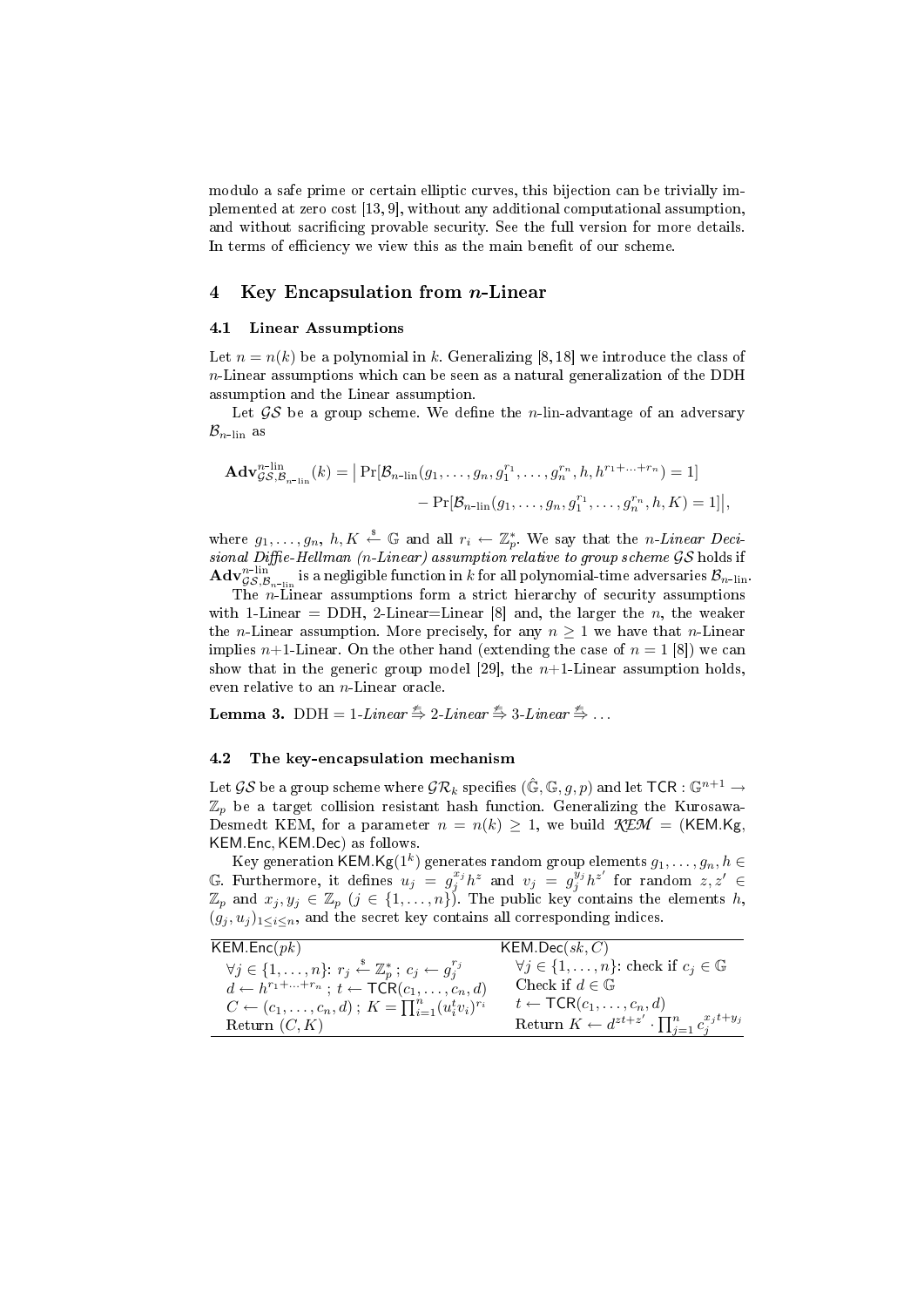modulo a safe prime or certain elliptic curves, this bijection can be trivially implemented at zero cost [13, 9], without any additional computational assumption, and without sacrificing provable security. See the full version for more details. In terms of efficiency we view this as the main benefit of our scheme.

## 4 Key Encapsulation from $n$-Linear

### 4.1 Linear Assumptions

Let $n = n(k)$ be a polynomial in $k$. Generalizing [8, 18] we introduce the class of $n$-Linear assumptions which can be seen as a natural generalization of the DDH assumption and the Linear assumption.

Let $\mathcal{GS}$ be a group scheme. We define the $n$-lin-advantage of an adversary $\mathcal{B}_{n\text{-lin}}$ as

$$\mathbf{Adv}^{n\text{-lin}}_{\mathcal{GS},\mathcal{B}_{n\text{-lin}}}(k) = \big| \Pr[\mathcal{B}_{n\text{-lin}}(g_1, \dots, g_n, g_1^{r_1}, \dots, g_n^{r_n}, h, h^{r_1+\dots+r_n}) = 1] \\ - \Pr[\mathcal{B}_{n\text{-lin}}(g_1, \dots, g_n, g_1^{r_1}, \dots, g_n^{r_n}, h, K) = 1] \big|,$$

where $g_1, \dots, g_n,\ h, K \stackrel{\$}{\leftarrow} \mathbb{G}$ and all $r_i \leftarrow \mathbb{Z}_p^*$. We say that the *$n$-Linear Decisional Diffie-Hellman ($n$-Linear) assumption relative to group scheme $\mathcal{GS}$* holds if $\mathbf{Adv}^{n\text{-lin}}_{\mathcal{GS},\mathcal{B}_{n\text{-lin}}}$ is a negligible function in $k$ for all polynomial-time adversaries $\mathcal{B}_{n\text{-lin}}$.

The $n$-Linear assumptions form a strict hierarchy of security assumptions with 1-Linear = DDH, 2-Linear=Linear [8] and, the larger the $n$, the weaker the $n$-Linear assumption. More precisely, for any $n \geq 1$ we have that $n$-Linear implies $n$+1-Linear. On the other hand (extending the case of $n = 1$ [8]) we can show that in the generic group model [29], the $n$+1-Linear assumption holds, even relative to an $n$-Linear oracle.

**Lemma 3.** DDH = 1-*Linear* $\stackrel{\not\Leftarrow}{\Rightarrow}$ 2-*Linear* $\stackrel{\not\Leftarrow}{\Rightarrow}$ 3-*Linear* $\stackrel{\not\Leftarrow}{\Rightarrow} \dots$

### 4.2 The key-encapsulation mechanism

Let $\mathcal{GS}$ be a group scheme where $\mathcal{GR}_k$ specifies $(\hat{\mathbb{G}}, \mathbb{G}, g, p)$ and let $\mathsf{TCR} : \mathbb{G}^{n+1} \to \mathbb{Z}_p$ be a target collision resistant hash function. Generalizing the Kurosawa-Desmedt KEM, for a parameter $n = n(k) \geq 1$, we build $\mathcal{KEM}$ = (KEM.Kg, KEM.Enc, KEM.Dec) as follows.

Key generation KEM.Kg$(1^k)$ generates random group elements $g_1, \dots, g_n, h \in \mathbb{G}$. Furthermore, it defines $u_j = g_j^{x_j} h^z$ and $v_j = g_j^{y_j} h^{z'}$ for random $z, z' \in \mathbb{Z}_p$ and $x_j, y_j \in \mathbb{Z}_p$ $(j \in \{1, \dots, n\})$. The public key contains the elements $h$, $(g_j, u_j)_{1 \leq i \leq n}$, and the secret key contains all corresponding indices.

| KEM.Enc$(pk)$ | KEM.Dec$(sk, C)$ |
|---|---|
| $\forall j \in \{1, \dots, n\}$: $r_j \stackrel{\$}{\leftarrow} \mathbb{Z}_p^*$ ; $c_j \leftarrow g_j^{r_j}$ | $\forall j \in \{1, \dots, n\}$: check if $c_j \in \mathbb{G}$ |
| $d \leftarrow h^{r_1+\dots+r_n}$ ; $t \leftarrow \mathsf{TCR}(c_1, \dots, c_n, d)$ | Check if $d \in \mathbb{G}$ |
| $C \leftarrow (c_1, \dots, c_n, d)$ ; $K = \prod_{i=1}^n (u_i^t v_i)^{r_i}$ | $t \leftarrow \mathsf{TCR}(c_1, \dots, c_n, d)$ |
| Return $(C, K)$ | Return $K \leftarrow d^{zt+z'} \cdot \prod_{j=1}^n c_j^{x_j t + y_j}$ |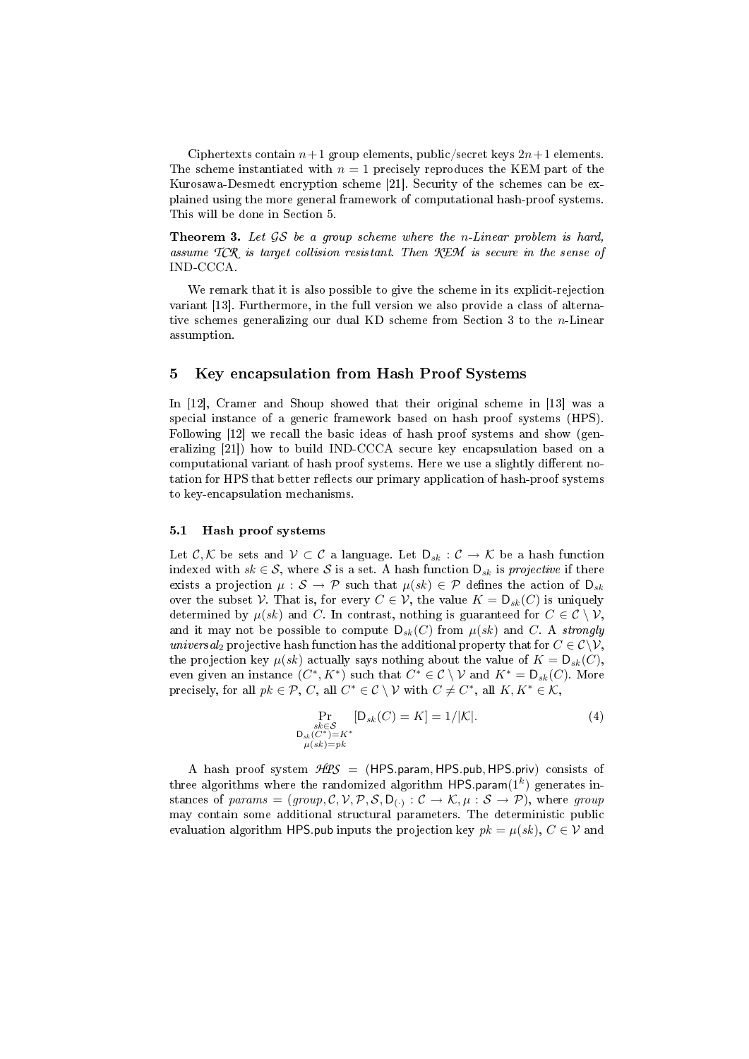Ciphertexts contain $n+1$ group elements, public/secret keys $2n+1$ elements. The scheme instantiated with $n = 1$ precisely reproduces the KEM part of the Kurosawa-Desmedt encryption scheme [21]. Security of the schemes can be explained using the more general framework of computational hash-proof systems. This will be done in Section 5.

**Theorem 3.** *Let $\mathcal{GS}$ be a group scheme where the n-Linear problem is hard, assume $\mathcal{TCR}$ is target collision resistant. Then $\mathcal{KEM}$ is secure in the sense of IND-CCCA.*

We remark that it is also possible to give the scheme in its explicit-rejection variant [13]. Furthermore, in the full version we also provide a class of alternative schemes generalizing our dual KD scheme from Section 3 to the $n$-Linear assumption.

## 5 Key encapsulation from Hash Proof Systems

In [12], Cramer and Shoup showed that their original scheme in [13] was a special instance of a generic framework based on hash proof systems (HPS). Following [12] we recall the basic ideas of hash proof systems and show (generalizing [21]) how to build IND-CCCA secure key encapsulation based on a computational variant of hash proof systems. Here we use a slightly different notation for HPS that better reflects our primary application of hash-proof systems to key-encapsulation mechanisms.

### 5.1 Hash proof systems

Let $\mathcal{C}, \mathcal{K}$ be sets and $\mathcal{V} \subset \mathcal{C}$ a language. Let $\mathsf{D}_{sk} : \mathcal{C} \to \mathcal{K}$ be a hash function indexed with $sk \in \mathcal{S}$, where $\mathcal{S}$ is a set. A hash function $\mathsf{D}_{sk}$ is *projective* if there exists a projection $\mu : \mathcal{S} \to \mathcal{P}$ such that $\mu(sk) \in \mathcal{P}$ defines the action of $\mathsf{D}_{sk}$ over the subset $\mathcal{V}$. That is, for every $C \in \mathcal{V}$, the value $K = \mathsf{D}_{sk}(C)$ is uniquely determined by $\mu(sk)$ and $C$. In contrast, nothing is guaranteed for $C \in \mathcal{C} \setminus \mathcal{V}$, and it may not be possible to compute $\mathsf{D}_{sk}(C)$ from $\mu(sk)$ and $C$. A *strongly universal$_2$* projective hash function has the additional property that for $C \in \mathcal{C} \setminus \mathcal{V}$, the projection key $\mu(sk)$ actually says nothing about the value of $K = \mathsf{D}_{sk}(C)$, even given an instance $(C^*, K^*)$ such that $C^* \in \mathcal{C} \setminus \mathcal{V}$ and $K^* = \mathsf{D}_{sk}(C)$. More precisely, for all $pk \in \mathcal{P}$, $C$, all $C^* \in \mathcal{C} \setminus \mathcal{V}$ with $C \neq C^*$, all $K, K^* \in \mathcal{K}$,

$$\Pr_{\substack{sk \in \mathcal{S} \\ \mathsf{D}_{sk}(C^*) = K^* \\ \mu(sk) = pk}} [\mathsf{D}_{sk}(C) = K] = 1/|\mathcal{K}|. \tag{4}$$

A hash proof system $\mathcal{HPS} = (\mathsf{HPS.param}, \mathsf{HPS.pub}, \mathsf{HPS.priv})$ consists of three algorithms where the randomized algorithm $\mathsf{HPS.param}(1^k)$ generates instances of $params = (group, \mathcal{C}, \mathcal{V}, \mathcal{P}, \mathcal{S}, \mathsf{D}_{(\cdot)} : \mathcal{C} \to \mathcal{K}, \mu : \mathcal{S} \to \mathcal{P})$, where $group$ may contain some additional structural parameters. The deterministic public evaluation algorithm $\mathsf{HPS.pub}$ inputs the projection key $pk = \mu(sk)$, $C \in \mathcal{V}$ and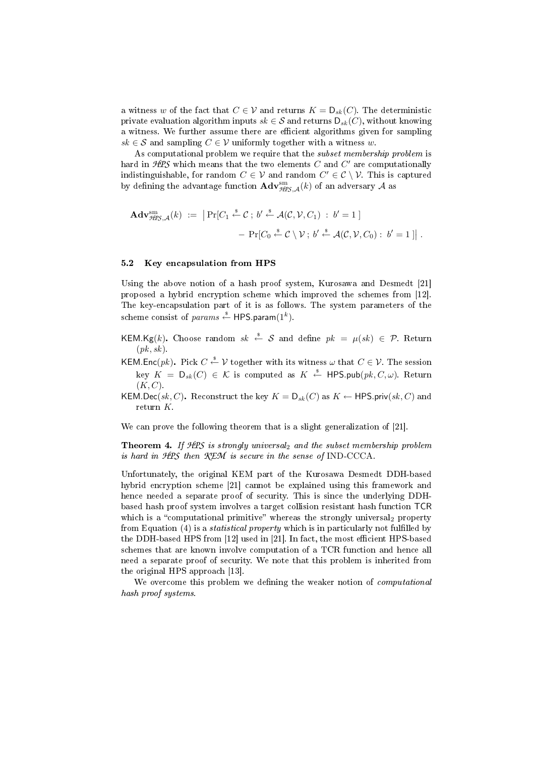a witness $w$ of the fact that $C \in \mathcal{V}$ and returns $K = \mathsf{D}_{sk}(C)$. The deterministic private evaluation algorithm inputs $sk \in \mathcal{S}$ and returns $\mathsf{D}_{sk}(C)$, without knowing a witness. We further assume there are efficient algorithms given for sampling $sk \in \mathcal{S}$ and sampling $C \in \mathcal{V}$ uniformly together with a witness $w$.

As computational problem we require that the *subset membership problem* is hard in $\mathcal{HPS}$ which means that the two elements $C$ and $C'$ are computationally indistinguishable, for random $C \in \mathcal{V}$ and random $C' \in \mathcal{C} \setminus \mathcal{V}$. This is captured by defining the advantage function $\mathbf{Adv}^{\mathrm{sm}}_{\mathcal{HPS},\mathcal{A}}(k)$ of an adversary $\mathcal{A}$ as

$$\mathbf{Adv}^{\mathrm{sm}}_{\mathcal{HPS},\mathcal{A}}(k) := \left| \Pr[C_1 \stackrel{\$}{\leftarrow} \mathcal{C} \,;\, b' \stackrel{\$}{\leftarrow} \mathcal{A}(\mathcal{C}, \mathcal{V}, C_1) \,:\, b' = 1\,] - \Pr[C_0 \stackrel{\$}{\leftarrow} \mathcal{C} \setminus \mathcal{V} \,;\, b' \stackrel{\$}{\leftarrow} \mathcal{A}(\mathcal{C}, \mathcal{V}, C_0) : \, b' = 1\,] \right| .$$

### 5.2 Key encapsulation from HPS

Using the above notion of a hash proof system, Kurosawa and Desmedt [21] proposed a hybrid encryption scheme which improved the schemes from [12]. The key-encapsulation part of it is as follows. The system parameters of the scheme consist of $params \stackrel{\$}{\leftarrow} \mathsf{HPS.param}(1^k)$.

- **$\mathsf{KEM.Kg}(k)$.** Choose random $sk \stackrel{\$}{\leftarrow} \mathcal{S}$ and define $pk = \mu(sk) \in \mathcal{P}$. Return $(pk, sk)$.
- **$\mathsf{KEM.Enc}(pk)$.** Pick $C \stackrel{\$}{\leftarrow} \mathcal{V}$ together with its witness $\omega$ that $C \in \mathcal{V}$. The session key $K = \mathsf{D}_{sk}(C) \in \mathcal{K}$ is computed as $K \stackrel{\$}{\leftarrow} \mathsf{HPS.pub}(pk, C, \omega)$. Return $(K, C)$.
- **$\mathsf{KEM.Dec}(sk, C)$.** Reconstruct the key $K = \mathsf{D}_{sk}(C)$ as $K \leftarrow \mathsf{HPS.priv}(sk, C)$ and return $K$.

We can prove the following theorem that is a slight generalization of [21].

**Theorem 4.** *If $\mathcal{HPS}$ is strongly universal$_2$ and the subset membership problem is hard in $\mathcal{HPS}$ then $\mathcal{KEM}$ is secure in the sense of* IND-CCCA.

Unfortunately, the original KEM part of the Kurosawa Desmedt DDH-based hybrid encryption scheme [21] cannot be explained using this framework and hence needed a separate proof of security. This is since the underlying DDH-based hash proof system involves a target collision resistant hash function $\mathsf{TCR}$ which is a "computational primitive" whereas the strongly universal$_2$ property from Equation (4) is a *statistical property* which is in particularly not fulfilled by the DDH-based HPS from [12] used in [21]. In fact, the most efficient HPS-based schemes that are known involve computation of a TCR function and hence all need a separate proof of security. We note that this problem is inherited from the original HPS approach [13].

We overcome this problem we defining the weaker notion of *computational hash proof systems*.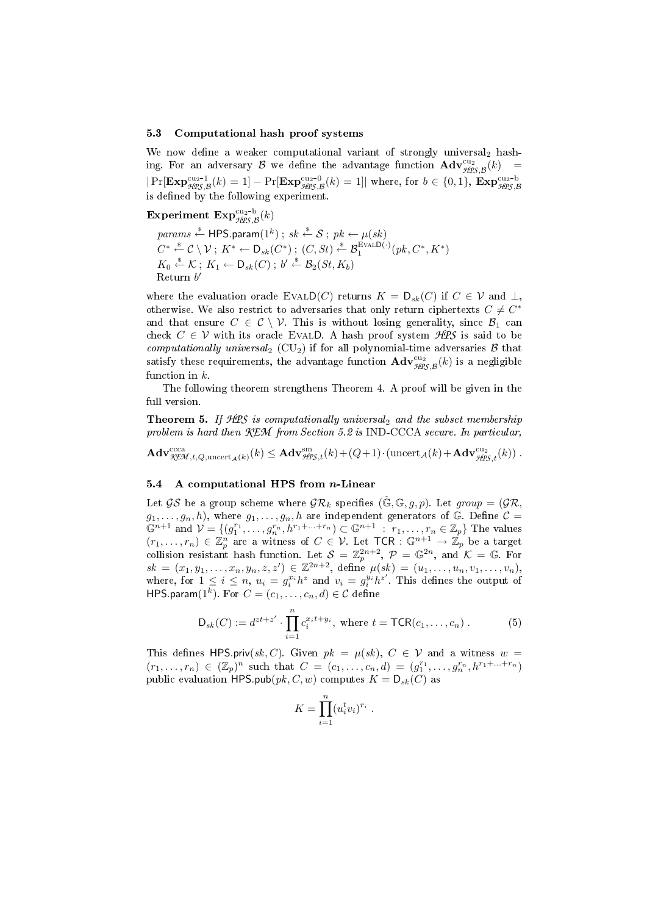### 5.3 Computational hash proof systems

We now define a weaker computational variant of strongly universal$_2$ hashing. For an adversary $\mathcal{B}$ we define the advantage function $\mathbf{Adv}^{\mathrm{cu}_2}_{\mathcal{HPS},\mathcal{B}}(k) = |\Pr[\mathbf{Exp}^{\mathrm{cu}_2\text{-}1}_{\mathcal{HPS},\mathcal{B}}(k) = 1] - \Pr[\mathbf{Exp}^{\mathrm{cu}_2\text{-}0}_{\mathcal{HPS},\mathcal{B}}(k) = 1]|$ where, for $b \in \{0,1\}$, $\mathbf{Exp}^{\mathrm{cu}_2\text{-}\mathrm{b}}_{\mathcal{HPS},\mathcal{B}}$ is defined by the following experiment.

**Experiment** $\mathbf{Exp}^{\mathrm{cu}_2\text{-}\mathrm{b}}_{\mathcal{HPS},\mathcal{B}}(k)$

$params \xleftarrow{\$} \mathsf{HPS.param}(1^k)$ ; $sk \xleftarrow{\$} \mathcal{S}$ ; $pk \leftarrow \mu(sk)$
$C^* \xleftarrow{\$} \mathcal{C} \setminus \mathcal{V}$ ; $K^* \leftarrow \mathsf{D}_{sk}(C^*)$ ; $(C, St) \xleftarrow{\$} \mathcal{B}_1^{\textsc{EvalD}(\cdot)}(pk, C^*, K^*)$
$K_0 \xleftarrow{\$} \mathcal{K}$ ; $K_1 \leftarrow \mathsf{D}_{sk}(C)$ ; $b' \xleftarrow{\$} \mathcal{B}_2(St, K_b)$
Return $b'$

where the evaluation oracle $\textsc{EvalD}(C)$ returns $K = \mathsf{D}_{sk}(C)$ if $C \in \mathcal{V}$ and $\perp$, otherwise. We also restrict to adversaries that only return ciphertexts $C \neq C^*$ and that ensure $C \in \mathcal{C} \setminus \mathcal{V}$. This is without losing generality, since $\mathcal{B}_1$ can check $C \in \mathcal{V}$ with its oracle $\textsc{EvalD}$. A hash proof system $\mathcal{HPS}$ is said to be *computationally universal*$_2$ ($\mathrm{CU}_2$) if for all polynomial-time adversaries $\mathcal{B}$ that satisfy these requirements, the advantage function $\mathbf{Adv}^{\mathrm{cu}_2}_{\mathcal{HPS},\mathcal{B}}(k)$ is a negligible function in $k$.

The following theorem strengthens Theorem 4. A proof will be given in the full version.

**Theorem 5.** *If $\mathcal{HPS}$ is computationally universal$_2$ and the subset membership problem is hard then $\mathcal{KEM}$ from Section 5.2 is* IND-CCCA *secure. In particular,*

$$\mathbf{Adv}^{\mathrm{ccca}}_{\mathcal{KEM},t,Q,\mathrm{uncert}_{\mathcal{A}}(k)}(k) \leq \mathbf{Adv}^{\mathrm{sm}}_{\mathcal{HPS},t}(k) + (Q+1)\cdot(\mathrm{uncert}_{\mathcal{A}}(k) + \mathbf{Adv}^{\mathrm{cu}_2}_{\mathcal{HPS},t}(k)) .$$

### 5.4 A computational HPS from $n$-Linear

Let $\mathcal{GS}$ be a group scheme where $\mathcal{GR}_k$ specifies $(\hat{\mathbb{G}}, \mathbb{G}, g, p)$. Let $group = (\mathcal{GR}, g_1, \ldots, g_n, h)$, where $g_1, \ldots, g_n, h$ are independent generators of $\mathbb{G}$. Define $\mathcal{C} = \mathbb{G}^{n+1}$ and $\mathcal{V} = \{(g_1^{r_1}, \ldots, g_n^{r_n}, h^{r_1+\ldots+r_n}) \subset \mathbb{G}^{n+1} \ : \ r_1, \ldots, r_n \in \mathbb{Z}_p\}$ The values $(r_1, \ldots, r_n) \in \mathbb{Z}_p^n$ are a witness of $C \in \mathcal{V}$. Let $\mathsf{TCR} : \mathbb{G}^{n+1} \rightarrow \mathbb{Z}_p$ be a target collision resistant hash function. Let $\mathcal{S} = \mathbb{Z}_p^{2n+2}$, $\mathcal{P} = \mathbb{G}^{2n}$, and $\mathcal{K} = \mathbb{G}$. For $sk = (x_1, y_1, \ldots, x_n, y_n, z, z') \in \mathbb{Z}^{2n+2}$, define $\mu(sk) = (u_1, \ldots, u_n, v_1, \ldots, v_n)$, where, for $1 \leq i \leq n$, $u_i = g_i^{x_i} h^z$ and $v_i = g_i^{y_i} h^{z'}$. This defines the output of $\mathsf{HPS.param}(1^k)$. For $C = (c_1, \ldots, c_n, d) \in \mathcal{C}$ define

$$\mathsf{D}_{sk}(C) := d^{zt+z'} \cdot \prod_{i=1}^{n} c_i^{x_i t + y_i}, \text{ where } t = \mathsf{TCR}(c_1, \ldots, c_n) . \tag{5}$$

This defines $\mathsf{HPS.priv}(sk, C)$. Given $pk = \mu(sk)$, $C \in \mathcal{V}$ and a witness $w = (r_1, \ldots, r_n) \in (\mathbb{Z}_p)^n$ such that $C = (c_1, \ldots, c_n, d) = (g_1^{r_1}, \ldots, g_n^{r_n}, h^{r_1+\ldots+r_n})$ public evaluation $\mathsf{HPS.pub}(pk, C, w)$ computes $K = \mathsf{D}_{sk}(C)$ as

$$K = \prod_{i=1}^{n} (u_i^t v_i)^{r_i} .$$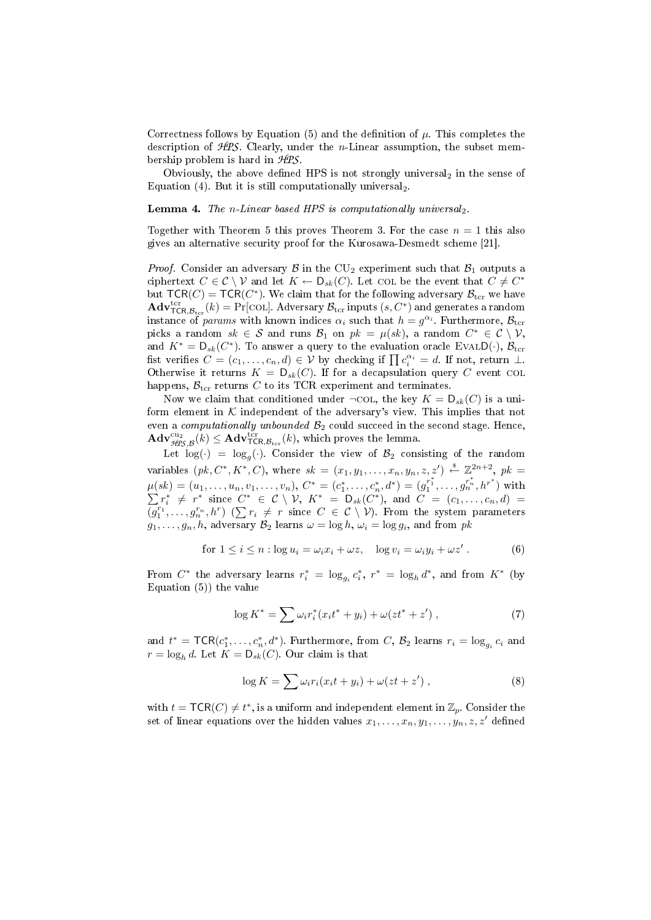Correctness follows by Equation (5) and the definition of $\mu$. This completes the description of $\mathcal{HPS}$. Clearly, under the $n$-Linear assumption, the subset membership problem is hard in $\mathcal{HPS}$.

Obviously, the above defined HPS is not strongly universal$_2$ in the sense of Equation (4). But it is still computationally universal$_2$.

**Lemma 4.** *The $n$-Linear based HPS is computationally universal$_2$.*

Together with Theorem 5 this proves Theorem 3. For the case $n = 1$ this also gives an alternative security proof for the Kurosawa-Desmedt scheme [21].

*Proof.* Consider an adversary $\mathcal{B}$ in the CU$_2$ experiment such that $\mathcal{B}_1$ outputs a ciphertext $C \in \mathcal{C} \setminus \mathcal{V}$ and let $K \leftarrow \mathsf{D}_{sk}(C)$. Let COL be the event that $C \neq C^*$ but $\mathsf{TCR}(C) = \mathsf{TCR}(C^*)$. We claim that for the following adversary $\mathcal{B}_{\text{tcr}}$ we have $\mathbf{Adv}^{\text{tcr}}_{\mathsf{TCR},\mathcal{B}_{\text{tcr}}}(k) = \Pr[\text{COL}]$. Adversary $\mathcal{B}_{\text{tcr}}$ inputs $(s, C^*)$ and generates a random instance of *params* with known indices $\alpha_i$ such that $h = g^{\alpha_i}$. Furthermore, $\mathcal{B}_{\text{tcr}}$ picks a random $sk \in \mathcal{S}$ and runs $\mathcal{B}_1$ on $pk = \mu(sk)$, a random $C^* \in \mathcal{C} \setminus \mathcal{V}$, and $K^* = \mathsf{D}_{sk}(C^*)$. To answer a query to the evaluation oracle $\text{EVALD}(\cdot)$, $\mathcal{B}_{\text{tcr}}$ fist verifies $C = (c_1, \ldots, c_n, d) \in \mathcal{V}$ by checking if $\prod c_i^{\alpha_i} = d$. If not, return $\perp$. Otherwise it returns $K = \mathsf{D}_{sk}(C)$. If for a decapsulation query $C$ event COL happens, $\mathcal{B}_{\text{tcr}}$ returns $C$ to its TCR experiment and terminates.

Now we claim that conditioned under $\neg$COL, the key $K = \mathsf{D}_{sk}(C)$ is a uniform element in $\mathcal{K}$ independent of the adversary's view. This implies that not even a *computationally unbounded* $\mathcal{B}_2$ could succeed in the second stage. Hence, $\mathbf{Adv}^{\text{cu}_2}_{\mathcal{HPS},\mathcal{B}}(k) \leq \mathbf{Adv}^{\text{tcr}}_{\mathsf{TCR},\mathcal{B}_{\text{tcr}}}(k)$, which proves the lemma.

Let $\log(\cdot) = \log_g(\cdot)$. Consider the view of $\mathcal{B}_2$ consisting of the random variables $(pk, C^*, K^*, C)$, where $sk = (x_1, y_1, \ldots, x_n, y_n, z, z') \xleftarrow{\$} \mathbb{Z}^{2n+2}$, $pk = \mu(sk) = (u_1, \ldots, u_n, v_1, \ldots, v_n)$, $C^* = (c_1^*, \ldots, c_n^*, d^*) = (g_1^{r_1^*}, \ldots, g_n^{r_n^*}, h^{r^*})$ with $\sum r_i^* \neq r^*$ since $C^* \in \mathcal{C} \setminus \mathcal{V}$, $K^* = \mathsf{D}_{sk}(C^*)$, and $C = (c_1, \ldots, c_n, d) = (g_1^{r_1}, \ldots, g_n^{r_n}, h^r)$ ($\sum r_i \neq r$ since $C \in \mathcal{C} \setminus \mathcal{V}$). From the system parameters $g_1, \ldots, g_n, h$, adversary $\mathcal{B}_2$ learns $\omega = \log h$, $\omega_i = \log g_i$, and from $pk$

$$\text{for } 1 \leq i \leq n : \log u_i = \omega_i x_i + \omega z, \quad \log v_i = \omega_i y_i + \omega z' \; . \tag{6}$$

From $C^*$ the adversary learns $r_i^* = \log_{g_i} c_i^*$, $r^* = \log_h d^*$, and from $K^*$ (by Equation (5)) the value

$$\log K^* = \sum \omega_i r_i^* (x_i t^* + y_i) + \omega(z t^* + z') \; , \tag{7}$$

and $t^* = \mathsf{TCR}(c_1^*, \ldots, c_n^*, d^*)$. Furthermore, from $C$, $\mathcal{B}_2$ learns $r_i = \log_{g_i} c_i$ and $r = \log_h d$. Let $K = \mathsf{D}_{sk}(C)$. Our claim is that

$$\log K = \sum \omega_i r_i (x_i t + y_i) + \omega(z t + z') \; , \tag{8}$$

with $t = \mathsf{TCR}(C) \neq t^*$, is a uniform and independent element in $\mathbb{Z}_p$. Consider the set of linear equations over the hidden values $x_1, \ldots, x_n, y_1, \ldots, y_n, z, z'$ defined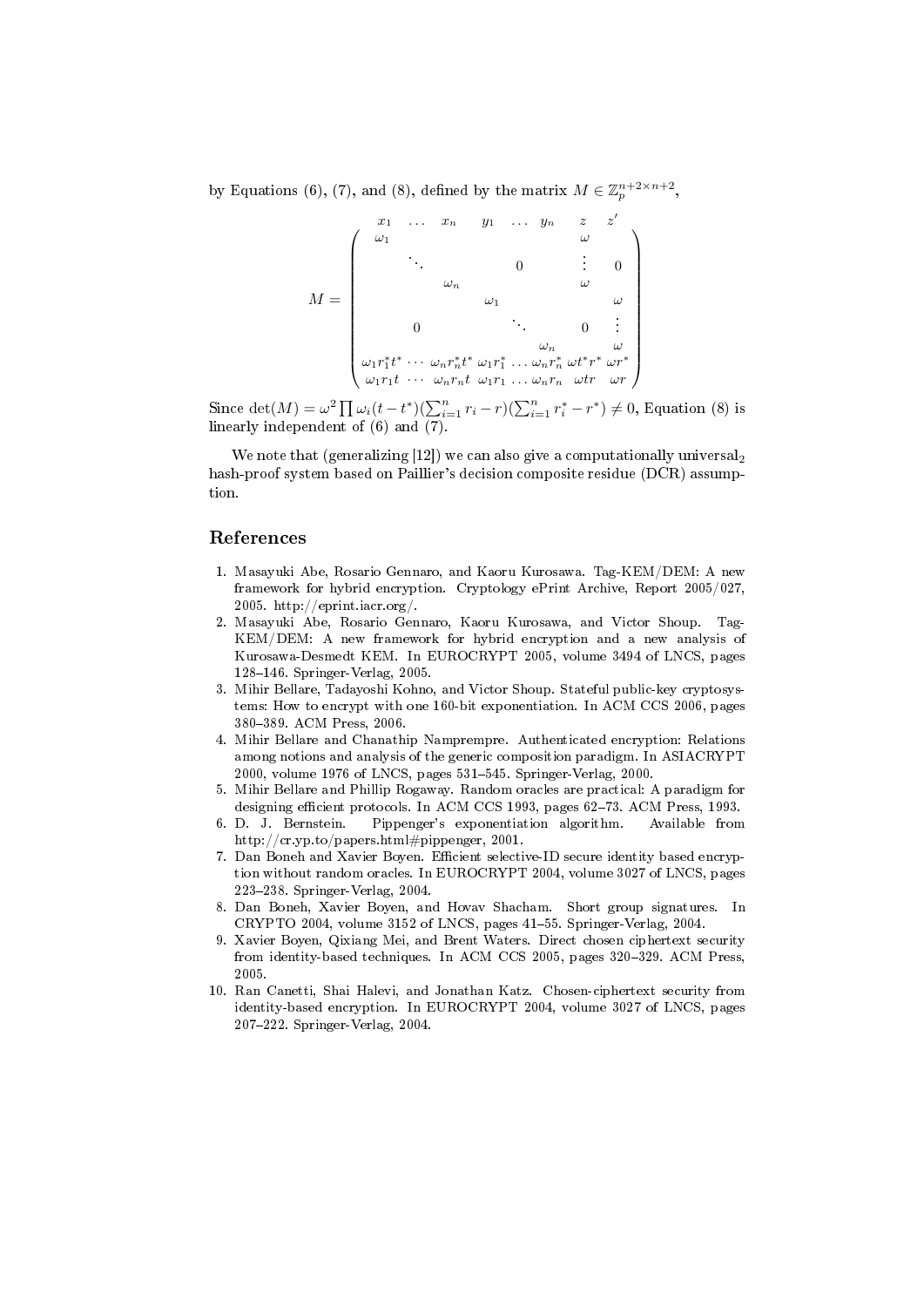by Equations (6), (7), and (8), defined by the matrix $M \in \mathbb{Z}_p^{n+2 \times n+2}$,

$$
M = \begin{pmatrix}
\omega_1 & & & & & & \omega & \\
& \ddots & & & 0 & & \vdots & 0 \\
& & \omega_n & & & & \omega & \\
& & & \omega_1 & & & & \omega \\
& 0 & & & \ddots & & 0 & \vdots \\
& & & & & \omega_n & & \omega \\
\omega_1 r_1^* t^* & \cdots & \omega_n r_n^* t^* & \omega_1 r_1^* & \ldots & \omega_n r_n^* & \omega t^* r^* & \omega r^* \\
\omega_1 r_1 t & \cdots & \omega_n r_n t & \omega_1 r_1 & \ldots & \omega_n r_n & \omega t r & \omega r
\end{pmatrix}
$$

with columns labelled $x_1 \ldots x_n$, $y_1 \ldots y_n$, $z$, $z'$.

Since $\det(M) = \omega^2 \prod \omega_i (t - t^*)(\sum_{i=1}^n r_i - r)(\sum_{i=1}^n r_i^* - r^*) \neq 0$, Equation (8) is linearly independent of (6) and (7).

We note that (generalizing [12]) we can also give a computationally universal$_2$ hash-proof system based on Paillier's decision composite residue (DCR) assumption.

## References

1. Masayuki Abe, Rosario Gennaro, and Kaoru Kurosawa. Tag-KEM/DEM: A new framework for hybrid encryption. Cryptology ePrint Archive, Report 2005/027, 2005. http://eprint.iacr.org/.
2. Masayuki Abe, Rosario Gennaro, Kaoru Kurosawa, and Victor Shoup. Tag-KEM/DEM: A new framework for hybrid encryption and a new analysis of Kurosawa-Desmedt KEM. In EUROCRYPT 2005, volume 3494 of LNCS, pages 128–146. Springer-Verlag, 2005.
3. Mihir Bellare, Tadayoshi Kohno, and Victor Shoup. Stateful public-key cryptosystems: How to encrypt with one 160-bit exponentiation. In ACM CCS 2006, pages 380–389. ACM Press, 2006.
4. Mihir Bellare and Chanathip Namprempre. Authenticated encryption: Relations among notions and analysis of the generic composition paradigm. In ASIACRYPT 2000, volume 1976 of LNCS, pages 531–545. Springer-Verlag, 2000.
5. Mihir Bellare and Phillip Rogaway. Random oracles are practical: A paradigm for designing efficient protocols. In ACM CCS 1993, pages 62–73. ACM Press, 1993.
6. D. J. Bernstein. Pippenger's exponentiation algorithm. Available from http://cr.yp.to/papers.html#pippenger, 2001.
7. Dan Boneh and Xavier Boyen. Efficient selective-ID secure identity based encryption without random oracles. In EUROCRYPT 2004, volume 3027 of LNCS, pages 223–238. Springer-Verlag, 2004.
8. Dan Boneh, Xavier Boyen, and Hovav Shacham. Short group signatures. In CRYPTO 2004, volume 3152 of LNCS, pages 41–55. Springer-Verlag, 2004.
9. Xavier Boyen, Qixiang Mei, and Brent Waters. Direct chosen ciphertext security from identity-based techniques. In ACM CCS 2005, pages 320–329. ACM Press, 2005.
10. Ran Canetti, Shai Halevi, and Jonathan Katz. Chosen-ciphertext security from identity-based encryption. In EUROCRYPT 2004, volume 3027 of LNCS, pages 207–222. Springer-Verlag, 2004.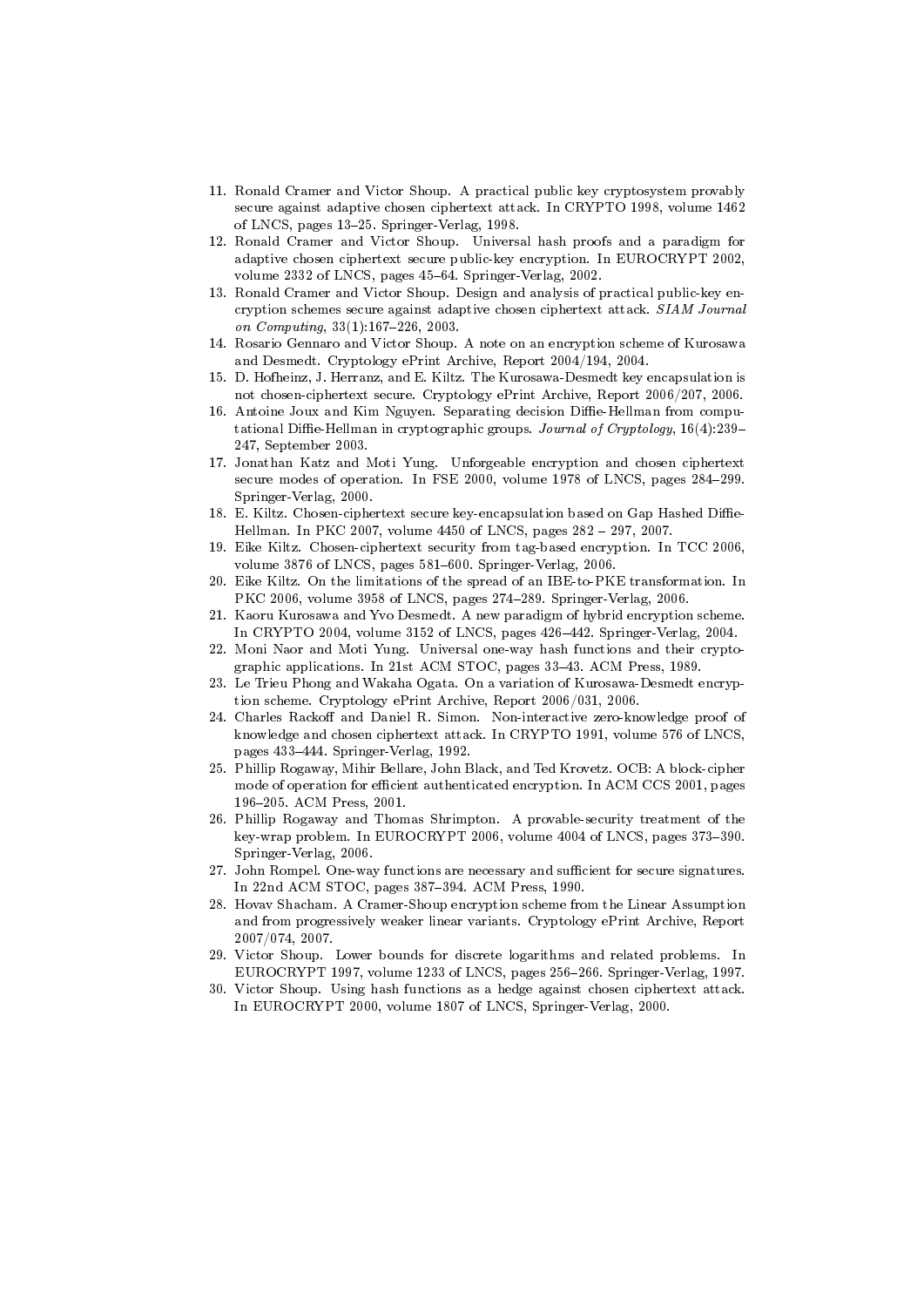11. Ronald Cramer and Victor Shoup. A practical public key cryptosystem provably secure against adaptive chosen ciphertext attack. In CRYPTO 1998, volume 1462 of LNCS, pages 13–25. Springer-Verlag, 1998.
12. Ronald Cramer and Victor Shoup. Universal hash proofs and a paradigm for adaptive chosen ciphertext secure public-key encryption. In EUROCRYPT 2002, volume 2332 of LNCS, pages 45–64. Springer-Verlag, 2002.
13. Ronald Cramer and Victor Shoup. Design and analysis of practical public-key encryption schemes secure against adaptive chosen ciphertext attack. *SIAM Journal on Computing*, 33(1):167–226, 2003.
14. Rosario Gennaro and Victor Shoup. A note on an encryption scheme of Kurosawa and Desmedt. Cryptology ePrint Archive, Report 2004/194, 2004.
15. D. Hofheinz, J. Herranz, and E. Kiltz. The Kurosawa-Desmedt key encapsulation is not chosen-ciphertext secure. Cryptology ePrint Archive, Report 2006/207, 2006.
16. Antoine Joux and Kim Nguyen. Separating decision Diffie-Hellman from computational Diffie-Hellman in cryptographic groups. *Journal of Cryptology*, 16(4):239–247, September 2003.
17. Jonathan Katz and Moti Yung. Unforgeable encryption and chosen ciphertext secure modes of operation. In FSE 2000, volume 1978 of LNCS, pages 284–299. Springer-Verlag, 2000.
18. E. Kiltz. Chosen-ciphertext secure key-encapsulation based on Gap Hashed Diffie-Hellman. In PKC 2007, volume 4450 of LNCS, pages 282 – 297, 2007.
19. Eike Kiltz. Chosen-ciphertext security from tag-based encryption. In TCC 2006, volume 3876 of LNCS, pages 581–600. Springer-Verlag, 2006.
20. Eike Kiltz. On the limitations of the spread of an IBE-to-PKE transformation. In PKC 2006, volume 3958 of LNCS, pages 274–289. Springer-Verlag, 2006.
21. Kaoru Kurosawa and Yvo Desmedt. A new paradigm of hybrid encryption scheme. In CRYPTO 2004, volume 3152 of LNCS, pages 426–442. Springer-Verlag, 2004.
22. Moni Naor and Moti Yung. Universal one-way hash functions and their cryptographic applications. In 21st ACM STOC, pages 33–43. ACM Press, 1989.
23. Le Trieu Phong and Wakaha Ogata. On a variation of Kurosawa-Desmedt encryption scheme. Cryptology ePrint Archive, Report 2006/031, 2006.
24. Charles Rackoff and Daniel R. Simon. Non-interactive zero-knowledge proof of knowledge and chosen ciphertext attack. In CRYPTO 1991, volume 576 of LNCS, pages 433–444. Springer-Verlag, 1992.
25. Phillip Rogaway, Mihir Bellare, John Black, and Ted Krovetz. OCB: A block-cipher mode of operation for efficient authenticated encryption. In ACM CCS 2001, pages 196–205. ACM Press, 2001.
26. Phillip Rogaway and Thomas Shrimpton. A provable-security treatment of the key-wrap problem. In EUROCRYPT 2006, volume 4004 of LNCS, pages 373–390. Springer-Verlag, 2006.
27. John Rompel. One-way functions are necessary and sufficient for secure signatures. In 22nd ACM STOC, pages 387–394. ACM Press, 1990.
28. Hovav Shacham. A Cramer-Shoup encryption scheme from the Linear Assumption and from progressively weaker linear variants. Cryptology ePrint Archive, Report 2007/074, 2007.
29. Victor Shoup. Lower bounds for discrete logarithms and related problems. In EUROCRYPT 1997, volume 1233 of LNCS, pages 256–266. Springer-Verlag, 1997.
30. Victor Shoup. Using hash functions as a hedge against chosen ciphertext attack. In EUROCRYPT 2000, volume 1807 of LNCS, Springer-Verlag, 2000.